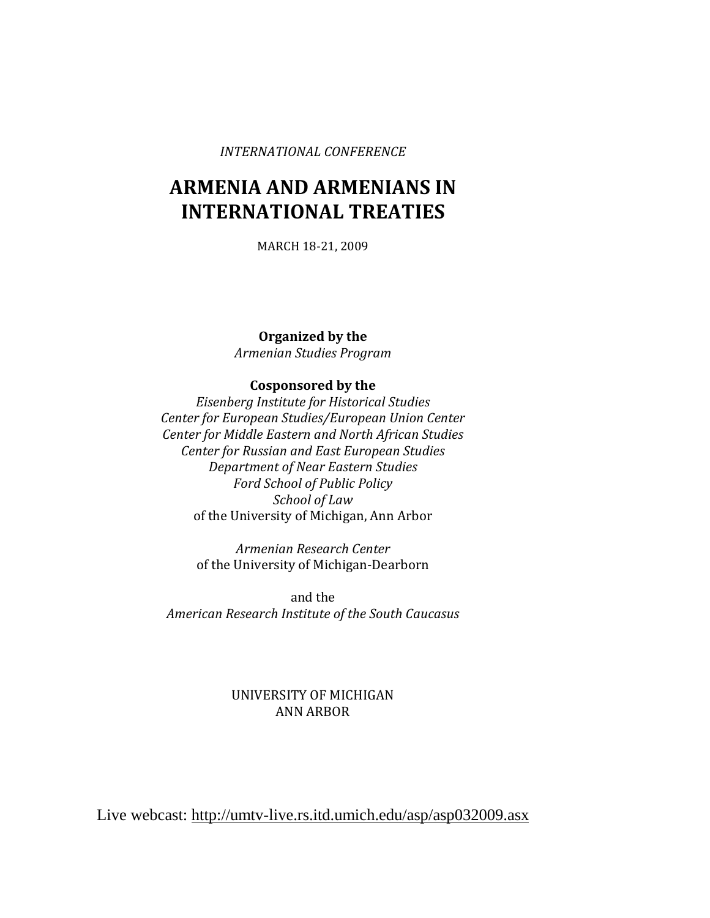*INTERNATIONAL CONFERENCE*

# ARMENIA AND ARMENIANS IN INTERNATIONAL TREATIES

MARCH 18-21, 2009

**Organized by the**
*Armenian Studies Program*

**Cosponsored by the**
*Eisenberg Institute for Historical Studies*
*Center for European Studies/European Union Center*
*Center for Middle Eastern and North African Studies*
*Center for Russian and East European Studies*
*Department of Near Eastern Studies*
*Ford School of Public Policy*
*School of Law*
of the University of Michigan, Ann Arbor

*Armenian Research Center*
of the University of Michigan-Dearborn

and the
*American Research Institute of the South Caucasus*

UNIVERSITY OF MICHIGAN
ANN ARBOR

Live webcast: http://umtv-live.rs.itd.umich.edu/asp/asp032009.asx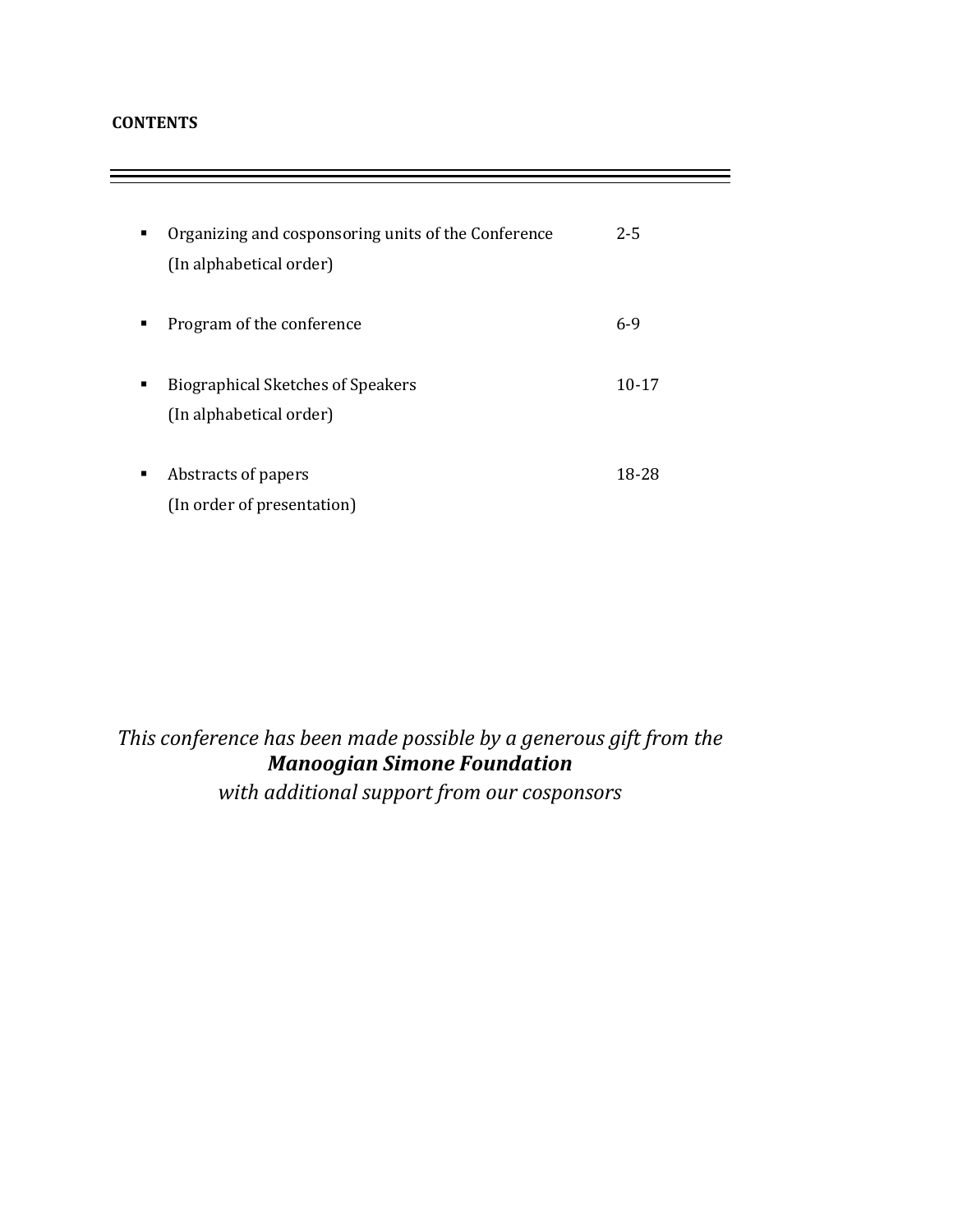**CONTENTS**

| | |
|---|---|
| ▪ Organizing and cosponsoring units of the Conference (In alphabetical order) | 2-5 |
| ▪ Program of the conference | 6-9 |
| ▪ Biographical Sketches of Speakers (In alphabetical order) | 10-17 |
| ▪ Abstracts of papers (In order of presentation) | 18-28 |

*This conference has been made possible by a generous gift from the*
***Manoogian Simone Foundation***
*with additional support from our cosponsors*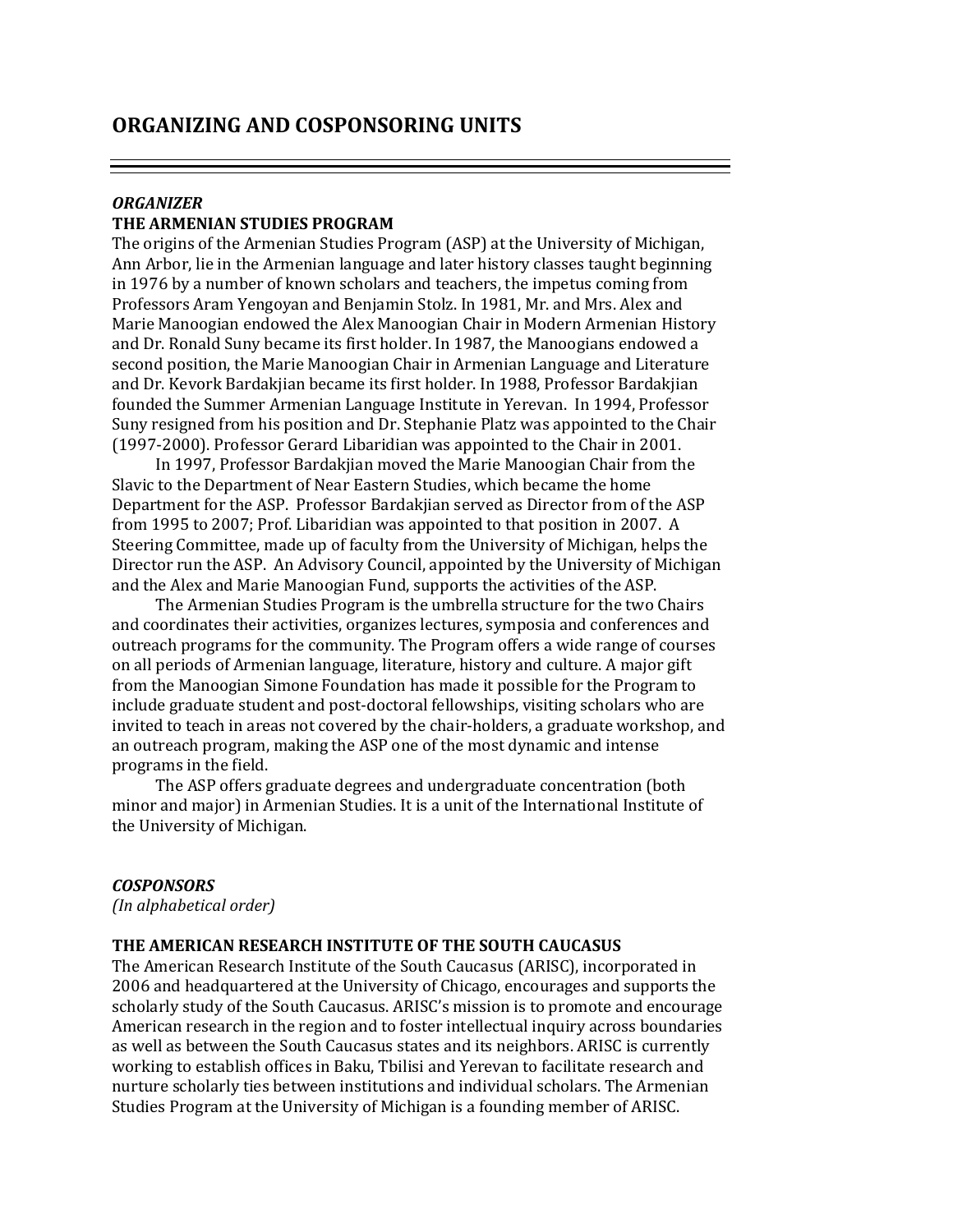## ORGANIZING AND COSPONSORING UNITS

***ORGANIZER***

**THE ARMENIAN STUDIES PROGRAM**

The origins of the Armenian Studies Program (ASP) at the University of Michigan, Ann Arbor, lie in the Armenian language and later history classes taught beginning in 1976 by a number of known scholars and teachers, the impetus coming from Professors Aram Yengoyan and Benjamin Stolz. In 1981, Mr. and Mrs. Alex and Marie Manoogian endowed the Alex Manoogian Chair in Modern Armenian History and Dr. Ronald Suny became its first holder. In 1987, the Manoogians endowed a second position, the Marie Manoogian Chair in Armenian Language and Literature and Dr. Kevork Bardakjian became its first holder. In 1988, Professor Bardakjian founded the Summer Armenian Language Institute in Yerevan. In 1994, Professor Suny resigned from his position and Dr. Stephanie Platz was appointed to the Chair (1997-2000). Professor Gerard Libaridian was appointed to the Chair in 2001.

In 1997, Professor Bardakjian moved the Marie Manoogian Chair from the Slavic to the Department of Near Eastern Studies, which became the home Department for the ASP. Professor Bardakjian served as Director from of the ASP from 1995 to 2007; Prof. Libaridian was appointed to that position in 2007. A Steering Committee, made up of faculty from the University of Michigan, helps the Director run the ASP. An Advisory Council, appointed by the University of Michigan and the Alex and Marie Manoogian Fund, supports the activities of the ASP.

The Armenian Studies Program is the umbrella structure for the two Chairs and coordinates their activities, organizes lectures, symposia and conferences and outreach programs for the community. The Program offers a wide range of courses on all periods of Armenian language, literature, history and culture. A major gift from the Manoogian Simone Foundation has made it possible for the Program to include graduate student and post-doctoral fellowships, visiting scholars who are invited to teach in areas not covered by the chair-holders, a graduate workshop, and an outreach program, making the ASP one of the most dynamic and intense programs in the field.

The ASP offers graduate degrees and undergraduate concentration (both minor and major) in Armenian Studies. It is a unit of the International Institute of the University of Michigan.

***COSPONSORS***

*(In alphabetical order)*

**THE AMERICAN RESEARCH INSTITUTE OF THE SOUTH CAUCASUS**

The American Research Institute of the South Caucasus (ARISC), incorporated in 2006 and headquartered at the University of Chicago, encourages and supports the scholarly study of the South Caucasus. ARISC's mission is to promote and encourage American research in the region and to foster intellectual inquiry across boundaries as well as between the South Caucasus states and its neighbors. ARISC is currently working to establish offices in Baku, Tbilisi and Yerevan to facilitate research and nurture scholarly ties between institutions and individual scholars. The Armenian Studies Program at the University of Michigan is a founding member of ARISC.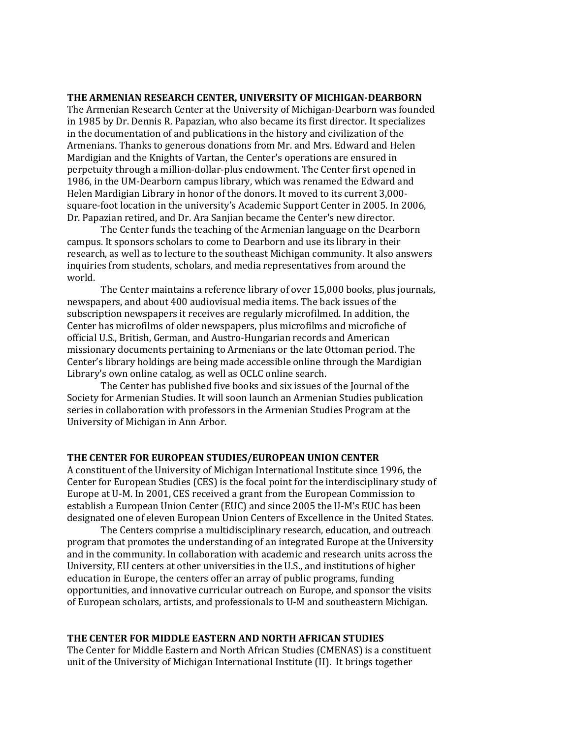### THE ARMENIAN RESEARCH CENTER, UNIVERSITY OF MICHIGAN-DEARBORN

The Armenian Research Center at the University of Michigan-Dearborn was founded in 1985 by Dr. Dennis R. Papazian, who also became its first director. It specializes in the documentation of and publications in the history and civilization of the Armenians. Thanks to generous donations from Mr. and Mrs. Edward and Helen Mardigian and the Knights of Vartan, the Center's operations are ensured in perpetuity through a million-dollar-plus endowment. The Center first opened in 1986, in the UM-Dearborn campus library, which was renamed the Edward and Helen Mardigian Library in honor of the donors. It moved to its current 3,000-square-foot location in the university's Academic Support Center in 2005. In 2006, Dr. Papazian retired, and Dr. Ara Sanjian became the Center's new director.

The Center funds the teaching of the Armenian language on the Dearborn campus. It sponsors scholars to come to Dearborn and use its library in their research, as well as to lecture to the southeast Michigan community. It also answers inquiries from students, scholars, and media representatives from around the world.

The Center maintains a reference library of over 15,000 books, plus journals, newspapers, and about 400 audiovisual media items. The back issues of the subscription newspapers it receives are regularly microfilmed. In addition, the Center has microfilms of older newspapers, plus microfilms and microfiche of official U.S., British, German, and Austro-Hungarian records and American missionary documents pertaining to Armenians or the late Ottoman period. The Center's library holdings are being made accessible online through the Mardigian Library's own online catalog, as well as OCLC online search.

The Center has published five books and six issues of the Journal of the Society for Armenian Studies. It will soon launch an Armenian Studies publication series in collaboration with professors in the Armenian Studies Program at the University of Michigan in Ann Arbor.

### THE CENTER FOR EUROPEAN STUDIES/EUROPEAN UNION CENTER

A constituent of the University of Michigan International Institute since 1996, the Center for European Studies (CES) is the focal point for the interdisciplinary study of Europe at U-M. In 2001, CES received a grant from the European Commission to establish a European Union Center (EUC) and since 2005 the U-M's EUC has been designated one of eleven European Union Centers of Excellence in the United States.

The Centers comprise a multidisciplinary research, education, and outreach program that promotes the understanding of an integrated Europe at the University and in the community. In collaboration with academic and research units across the University, EU centers at other universities in the U.S., and institutions of higher education in Europe, the centers offer an array of public programs, funding opportunities, and innovative curricular outreach on Europe, and sponsor the visits of European scholars, artists, and professionals to U-M and southeastern Michigan.

### THE CENTER FOR MIDDLE EASTERN AND NORTH AFRICAN STUDIES

The Center for Middle Eastern and North African Studies (CMENAS) is a constituent unit of the University of Michigan International Institute (II). It brings together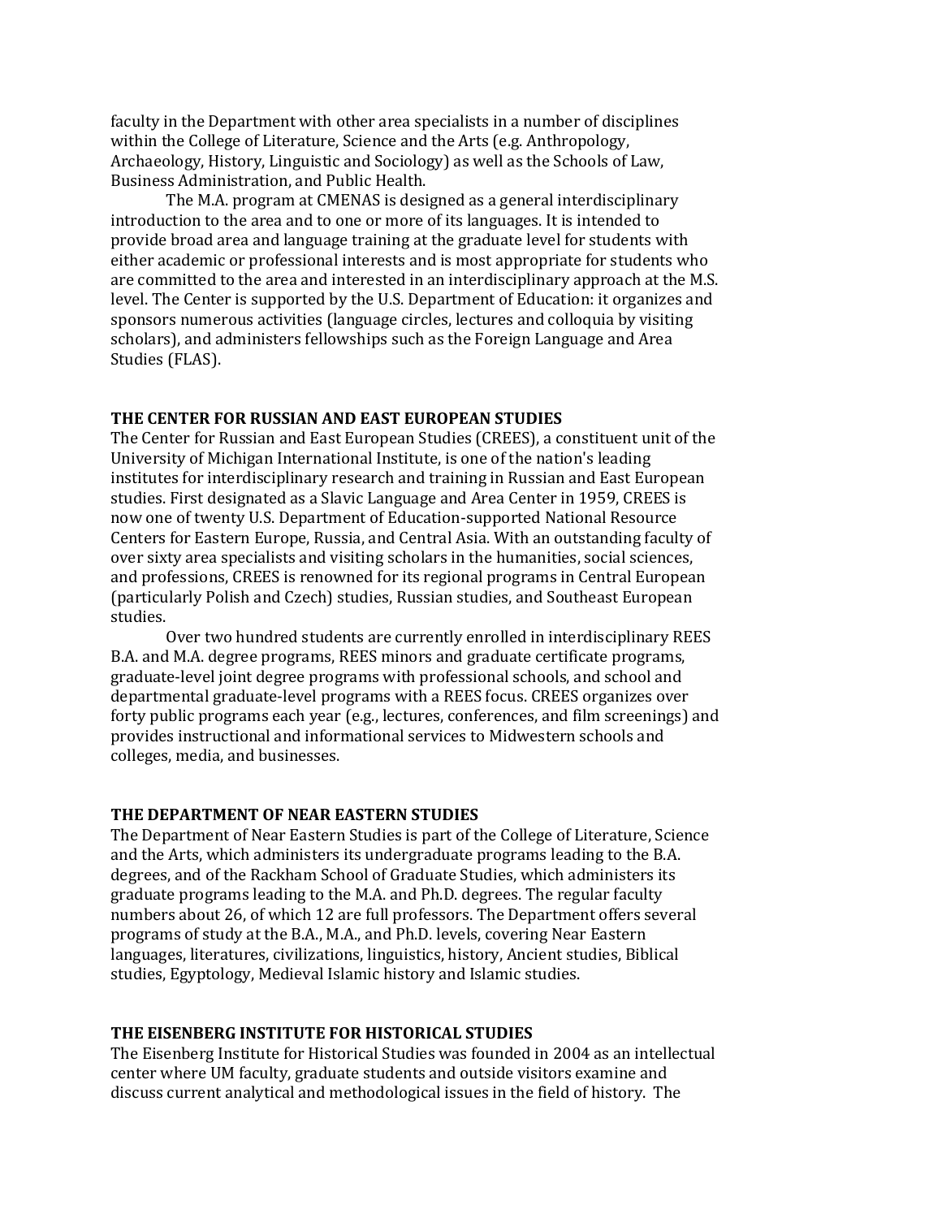faculty in the Department with other area specialists in a number of disciplines within the College of Literature, Science and the Arts (e.g. Anthropology, Archaeology, History, Linguistic and Sociology) as well as the Schools of Law, Business Administration, and Public Health.

The M.A. program at CMENAS is designed as a general interdisciplinary introduction to the area and to one or more of its languages. It is intended to provide broad area and language training at the graduate level for students with either academic or professional interests and is most appropriate for students who are committed to the area and interested in an interdisciplinary approach at the M.S. level. The Center is supported by the U.S. Department of Education: it organizes and sponsors numerous activities (language circles, lectures and colloquia by visiting scholars), and administers fellowships such as the Foreign Language and Area Studies (FLAS).

## THE CENTER FOR RUSSIAN AND EAST EUROPEAN STUDIES

The Center for Russian and East European Studies (CREES), a constituent unit of the University of Michigan International Institute, is one of the nation's leading institutes for interdisciplinary research and training in Russian and East European studies. First designated as a Slavic Language and Area Center in 1959, CREES is now one of twenty U.S. Department of Education-supported National Resource Centers for Eastern Europe, Russia, and Central Asia. With an outstanding faculty of over sixty area specialists and visiting scholars in the humanities, social sciences, and professions, CREES is renowned for its regional programs in Central European (particularly Polish and Czech) studies, Russian studies, and Southeast European studies.

Over two hundred students are currently enrolled in interdisciplinary REES B.A. and M.A. degree programs, REES minors and graduate certificate programs, graduate-level joint degree programs with professional schools, and school and departmental graduate-level programs with a REES focus. CREES organizes over forty public programs each year (e.g., lectures, conferences, and film screenings) and provides instructional and informational services to Midwestern schools and colleges, media, and businesses.

## THE DEPARTMENT OF NEAR EASTERN STUDIES

The Department of Near Eastern Studies is part of the College of Literature, Science and the Arts, which administers its undergraduate programs leading to the B.A. degrees, and of the Rackham School of Graduate Studies, which administers its graduate programs leading to the M.A. and Ph.D. degrees. The regular faculty numbers about 26, of which 12 are full professors. The Department offers several programs of study at the B.A., M.A., and Ph.D. levels, covering Near Eastern languages, literatures, civilizations, linguistics, history, Ancient studies, Biblical studies, Egyptology, Medieval Islamic history and Islamic studies.

## THE EISENBERG INSTITUTE FOR HISTORICAL STUDIES

The Eisenberg Institute for Historical Studies was founded in 2004 as an intellectual center where UM faculty, graduate students and outside visitors examine and discuss current analytical and methodological issues in the field of history. The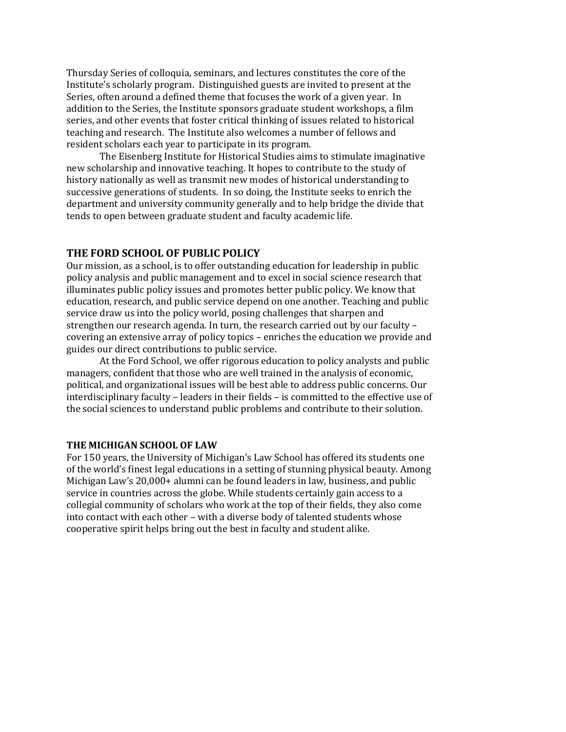Thursday Series of colloquia, seminars, and lectures constitutes the core of the Institute's scholarly program. Distinguished guests are invited to present at the Series, often around a defined theme that focuses the work of a given year. In addition to the Series, the Institute sponsors graduate student workshops, a film series, and other events that foster critical thinking of issues related to historical teaching and research. The Institute also welcomes a number of fellows and resident scholars each year to participate in its program.

The Eisenberg Institute for Historical Studies aims to stimulate imaginative new scholarship and innovative teaching. It hopes to contribute to the study of history nationally as well as transmit new modes of historical understanding to successive generations of students. In so doing, the Institute seeks to enrich the department and university community generally and to help bridge the divide that tends to open between graduate student and faculty academic life.

## THE FORD SCHOOL OF PUBLIC POLICY

Our mission, as a school, is to offer outstanding education for leadership in public policy analysis and public management and to excel in social science research that illuminates public policy issues and promotes better public policy. We know that education, research, and public service depend on one another. Teaching and public service draw us into the policy world, posing challenges that sharpen and strengthen our research agenda. In turn, the research carried out by our faculty – covering an extensive array of policy topics – enriches the education we provide and guides our direct contributions to public service.

At the Ford School, we offer rigorous education to policy analysts and public managers, confident that those who are well trained in the analysis of economic, political, and organizational issues will be best able to address public concerns. Our interdisciplinary faculty – leaders in their fields – is committed to the effective use of the social sciences to understand public problems and contribute to their solution.

### THE MICHIGAN SCHOOL OF LAW

For 150 years, the University of Michigan's Law School has offered its students one of the world's finest legal educations in a setting of stunning physical beauty. Among Michigan Law's 20,000+ alumni can be found leaders in law, business, and public service in countries across the globe. While students certainly gain access to a collegial community of scholars who work at the top of their fields, they also come into contact with each other – with a diverse body of talented students whose cooperative spirit helps bring out the best in faculty and student alike.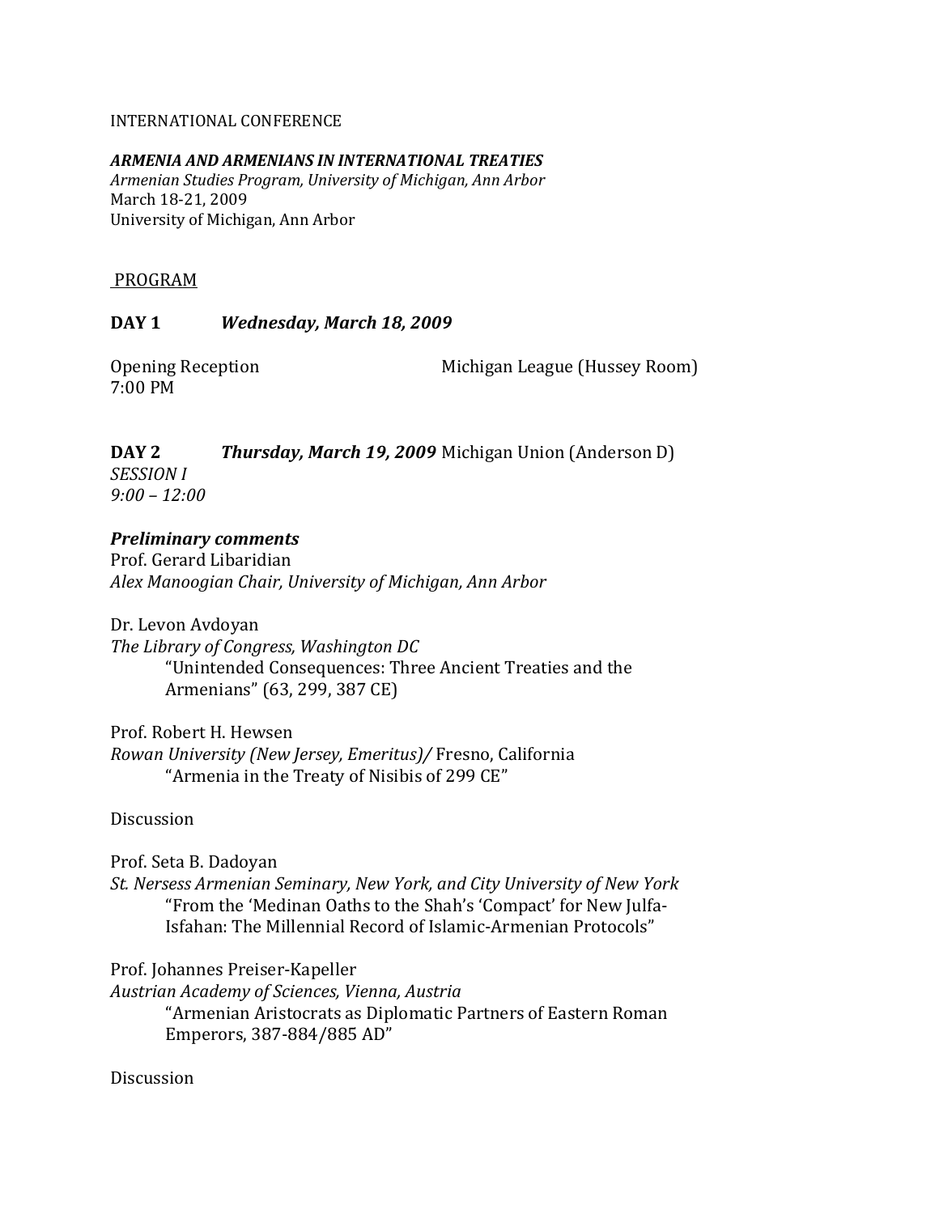INTERNATIONAL CONFERENCE

***ARMENIA AND ARMENIANS IN INTERNATIONAL TREATIES***

*Armenian Studies Program, University of Michigan, Ann Arbor*
March 18-21, 2009
University of Michigan, Ann Arbor

PROGRAM

**DAY 1** ***Wednesday, March 18, 2009***

Opening Reception Michigan League (Hussey Room)
7:00 PM

**DAY 2** ***Thursday, March 19, 2009*** Michigan Union (Anderson D)

*SESSION I*
*9:00 – 12:00*

***Preliminary comments***

Prof. Gerard Libaridian
*Alex Manoogian Chair, University of Michigan, Ann Arbor*

Dr. Levon Avdoyan
*The Library of Congress, Washington DC*
"Unintended Consequences: Three Ancient Treaties and the Armenians" (63, 299, 387 CE)

Prof. Robert H. Hewsen
*Rowan University (New Jersey, Emeritus)/* Fresno, California
"Armenia in the Treaty of Nisibis of 299 CE"

Discussion

Prof. Seta B. Dadoyan
*St. Nersess Armenian Seminary, New York, and City University of New York*
"From the 'Medinan Oaths to the Shah's 'Compact' for New Julfa-Isfahan: The Millennial Record of Islamic-Armenian Protocols"

Prof. Johannes Preiser-Kapeller
*Austrian Academy of Sciences, Vienna, Austria*
"Armenian Aristocrats as Diplomatic Partners of Eastern Roman Emperors, 387-884/885 AD"

Discussion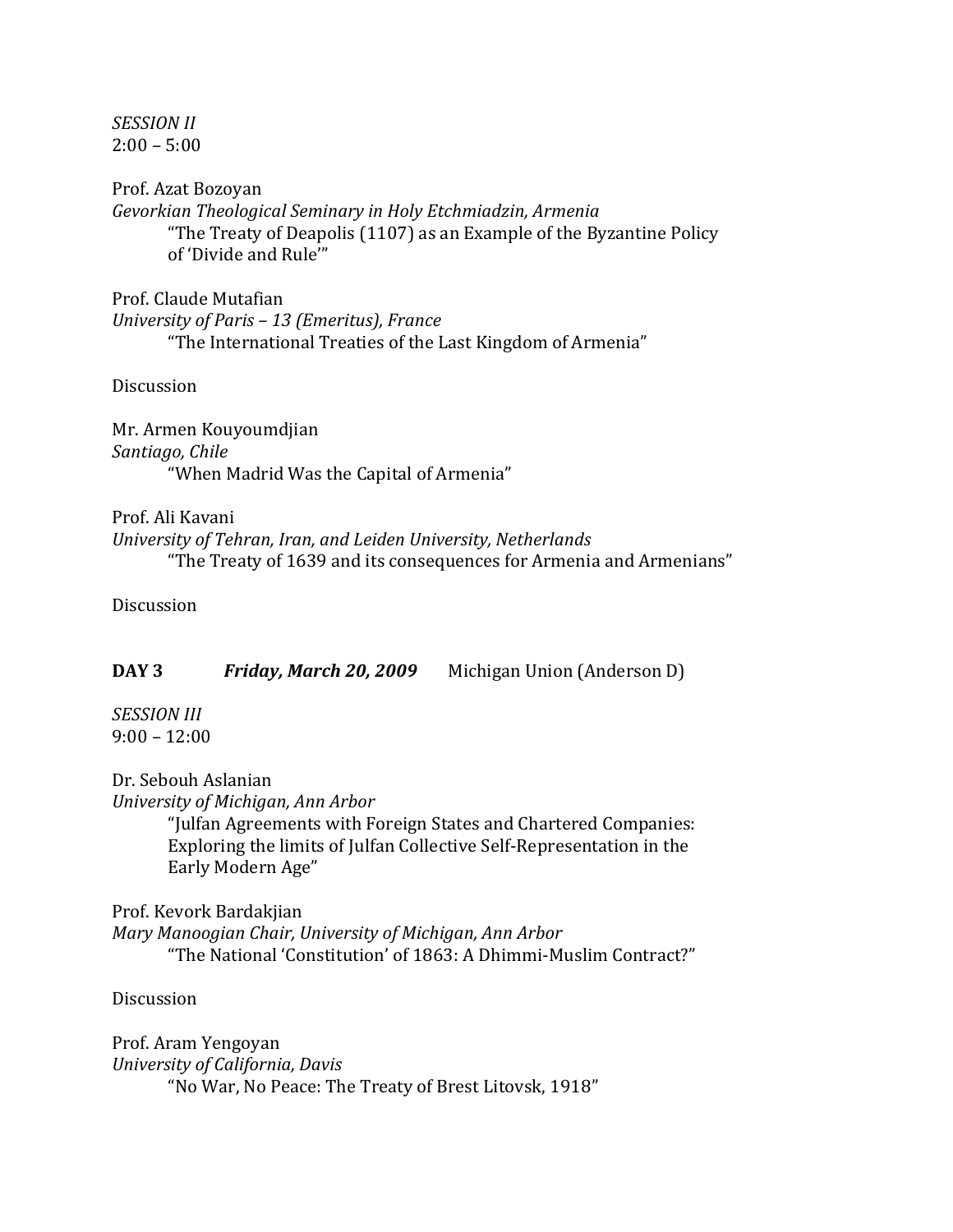*SESSION II*
2:00 – 5:00

Prof. Azat Bozoyan
*Gevorkian Theological Seminary in Holy Etchmiadzin, Armenia*
“The Treaty of Deapolis (1107) as an Example of the Byzantine Policy of ‘Divide and Rule’”

Prof. Claude Mutafian
*University of Paris – 13 (Emeritus), France*
“The International Treaties of the Last Kingdom of Armenia”

Discussion

Mr. Armen Kouyoumdjian
*Santiago, Chile*
“When Madrid Was the Capital of Armenia”

Prof. Ali Kavani
*University of Tehran, Iran, and Leiden University, Netherlands*
“The Treaty of 1639 and its consequences for Armenia and Armenians”

Discussion

**DAY 3** ***Friday, March 20, 2009*** Michigan Union (Anderson D)

*SESSION III*
9:00 – 12:00

Dr. Sebouh Aslanian
*University of Michigan, Ann Arbor*
“Julfan Agreements with Foreign States and Chartered Companies: Exploring the limits of Julfan Collective Self-Representation in the Early Modern Age”

Prof. Kevork Bardakjian
*Mary Manoogian Chair, University of Michigan, Ann Arbor*
“The National ‘Constitution’ of 1863: A Dhimmi-Muslim Contract?”

Discussion

Prof. Aram Yengoyan
*University of California, Davis*
“No War, No Peace: The Treaty of Brest Litovsk, 1918”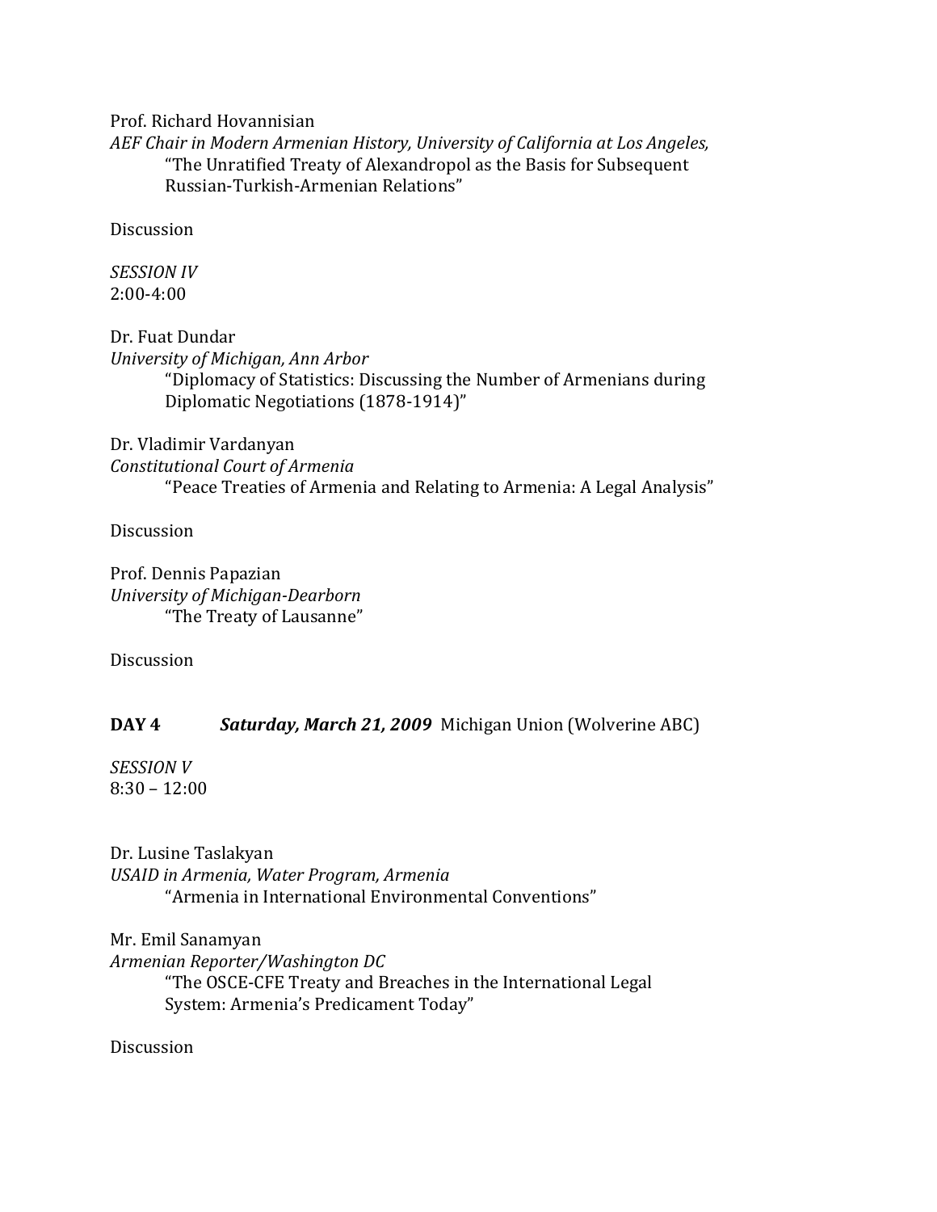Prof. Richard Hovannisian  
*AEF Chair in Modern Armenian History, University of California at Los Angeles,*  
"The Unratified Treaty of Alexandropol as the Basis for Subsequent Russian-Turkish-Armenian Relations"

Discussion

*SESSION IV*  
2:00-4:00

Dr. Fuat Dundar  
*University of Michigan, Ann Arbor*  
"Diplomacy of Statistics: Discussing the Number of Armenians during Diplomatic Negotiations (1878-1914)"

Dr. Vladimir Vardanyan  
*Constitutional Court of Armenia*  
"Peace Treaties of Armenia and Relating to Armenia: A Legal Analysis"

Discussion

Prof. Dennis Papazian  
*University of Michigan-Dearborn*  
"The Treaty of Lausanne"

Discussion

**DAY 4** ***Saturday, March 21, 2009*** Michigan Union (Wolverine ABC)

*SESSION V*  
8:30 – 12:00

Dr. Lusine Taslakyan  
*USAID in Armenia, Water Program, Armenia*  
"Armenia in International Environmental Conventions"

Mr. Emil Sanamyan  
*Armenian Reporter/Washington DC*  
"The OSCE-CFE Treaty and Breaches in the International Legal System: Armenia's Predicament Today"

Discussion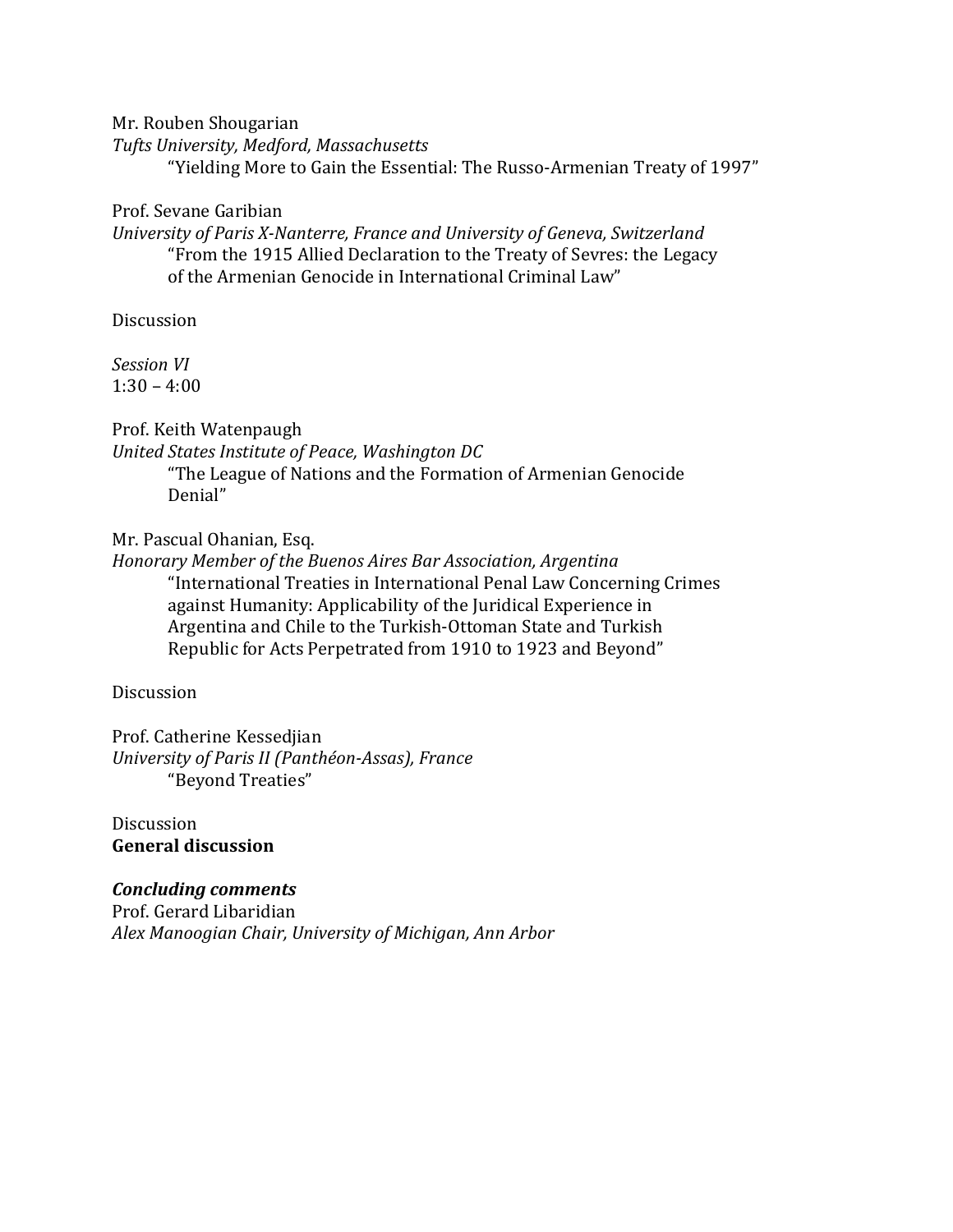Mr. Rouben Shougarian
*Tufts University, Medford, Massachusetts*
"Yielding More to Gain the Essential: The Russo-Armenian Treaty of 1997"

Prof. Sevane Garibian
*University of Paris X-Nanterre, France and University of Geneva, Switzerland*
"From the 1915 Allied Declaration to the Treaty of Sevres: the Legacy of the Armenian Genocide in International Criminal Law"

Discussion

*Session VI*
1:30 – 4:00

Prof. Keith Watenpaugh
*United States Institute of Peace, Washington DC*
"The League of Nations and the Formation of Armenian Genocide Denial"

Mr. Pascual Ohanian, Esq.
*Honorary Member of the Buenos Aires Bar Association, Argentina*
"International Treaties in International Penal Law Concerning Crimes against Humanity: Applicability of the Juridical Experience in Argentina and Chile to the Turkish-Ottoman State and Turkish Republic for Acts Perpetrated from 1910 to 1923 and Beyond"

Discussion

Prof. Catherine Kessedjian
*University of Paris II (Panthéon-Assas), France*
"Beyond Treaties"

Discussion
**General discussion**

***Concluding comments***
Prof. Gerard Libaridian
*Alex Manoogian Chair, University of Michigan, Ann Arbor*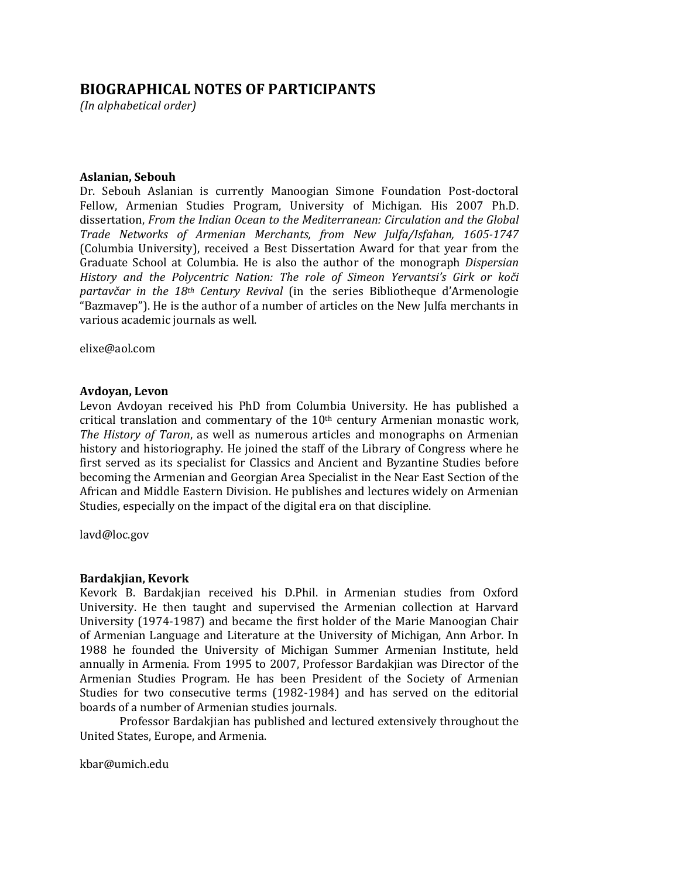# BIOGRAPHICAL NOTES OF PARTICIPANTS

*(In alphabetical order)*

**Aslanian, Sebouh**

Dr. Sebouh Aslanian is currently Manoogian Simone Foundation Post-doctoral Fellow, Armenian Studies Program, University of Michigan. His 2007 Ph.D. dissertation, *From the Indian Ocean to the Mediterranean: Circulation and the Global Trade Networks of Armenian Merchants, from New Julfa/Isfahan, 1605-1747* (Columbia University), received a Best Dissertation Award for that year from the Graduate School at Columbia. He is also the author of the monograph *Dispersian History and the Polycentric Nation: The role of Simeon Yervantsi's Girk or koči partavčar in the 18th Century Revival* (in the series Bibliotheque d'Armenologie "Bazmavep"). He is the author of a number of articles on the New Julfa merchants in various academic journals as well.

elixe@aol.com

**Avdoyan, Levon**

Levon Avdoyan received his PhD from Columbia University. He has published a critical translation and commentary of the 10th century Armenian monastic work, *The History of Taron*, as well as numerous articles and monographs on Armenian history and historiography. He joined the staff of the Library of Congress where he first served as its specialist for Classics and Ancient and Byzantine Studies before becoming the Armenian and Georgian Area Specialist in the Near East Section of the African and Middle Eastern Division. He publishes and lectures widely on Armenian Studies, especially on the impact of the digital era on that discipline.

lavd@loc.gov

**Bardakjian, Kevork**

Kevork B. Bardakjian received his D.Phil. in Armenian studies from Oxford University. He then taught and supervised the Armenian collection at Harvard University (1974-1987) and became the first holder of the Marie Manoogian Chair of Armenian Language and Literature at the University of Michigan, Ann Arbor. In 1988 he founded the University of Michigan Summer Armenian Institute, held annually in Armenia. From 1995 to 2007, Professor Bardakjian was Director of the Armenian Studies Program. He has been President of the Society of Armenian Studies for two consecutive terms (1982-1984) and has served on the editorial boards of a number of Armenian studies journals.

Professor Bardakjian has published and lectured extensively throughout the United States, Europe, and Armenia.

kbar@umich.edu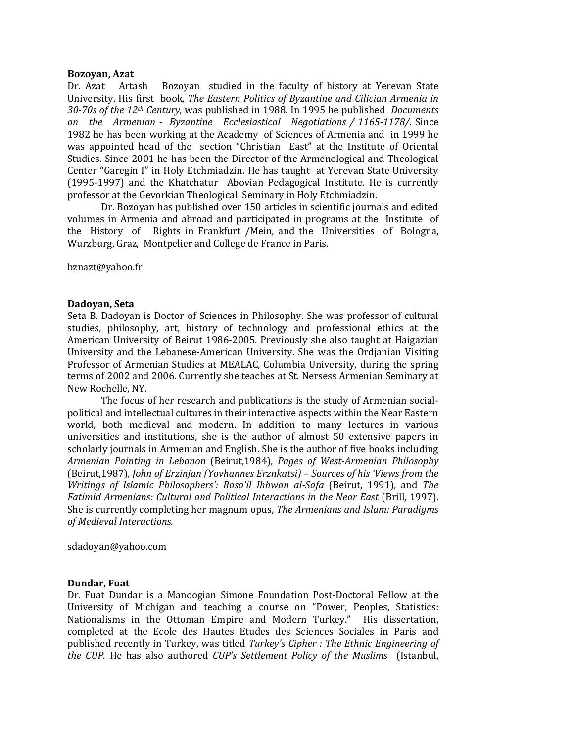**Bozoyan, Azat**

Dr. Azat Artash Bozoyan studied in the faculty of history at Yerevan State University. His first book, *The Eastern Politics of Byzantine and Cilician Armenia in 30-70s of the 12th Century*, was published in 1988. In 1995 he published *Documents on the Armenian - Byzantine Ecclesiastical Negotiations / 1165-1178/.* Since 1982 he has been working at the Academy of Sciences of Armenia and in 1999 he was appointed head of the section "Christian East" at the Institute of Oriental Studies. Since 2001 he has been the Director of the Armenological and Theological Center "Garegin I" in Holy Etchmiadzin. He has taught at Yerevan State University (1995-1997) and the Khatchatur Abovian Pedagogical Institute. He is currently professor at the Gevorkian Theological Seminary in Holy Etchmiadzin.

Dr. Bozoyan has published over 150 articles in scientific journals and edited volumes in Armenia and abroad and participated in programs at the Institute of the History of Rights in Frankfurt /Mein, and the Universities of Bologna, Wurzburg, Graz, Montpelier and College de France in Paris.

bznazt@yahoo.fr

**Dadoyan, Seta**

Seta B. Dadoyan is Doctor of Sciences in Philosophy. She was professor of cultural studies, philosophy, art, history of technology and professional ethics at the American University of Beirut 1986-2005. Previously she also taught at Haigazian University and the Lebanese-American University. She was the Ordjanian Visiting Professor of Armenian Studies at MEALAC, Columbia University, during the spring terms of 2002 and 2006. Currently she teaches at St. Nersess Armenian Seminary at New Rochelle, NY.

The focus of her research and publications is the study of Armenian social-political and intellectual cultures in their interactive aspects within the Near Eastern world, both medieval and modern. In addition to many lectures in various universities and institutions, she is the author of almost 50 extensive papers in scholarly journals in Armenian and English. She is the author of five books including *Armenian Painting in Lebanon* (Beirut,1984), *Pages of West-Armenian Philosophy* (Beirut,1987), *John of Erzinjan (Yovhannes Erznkatsi) – Sources of his 'Views from the Writings of Islamic Philosophers': Rasa'il Ihhwan al-Safa* (Beirut, 1991), and *The Fatimid Armenians: Cultural and Political Interactions in the Near East* (Brill, 1997). She is currently completing her magnum opus, *The Armenians and Islam: Paradigms of Medieval Interactions.*

sdadoyan@yahoo.com

**Dundar, Fuat**

Dr. Fuat Dundar is a Manoogian Simone Foundation Post-Doctoral Fellow at the University of Michigan and teaching a course on "Power, Peoples, Statistics: Nationalisms in the Ottoman Empire and Modern Turkey." His dissertation, completed at the Ecole des Hautes Etudes des Sciences Sociales in Paris and published recently in Turkey, was titled *Turkey's Cipher : The Ethnic Engineering of the CUP.* He has also authored *CUP's Settlement Policy of the Muslims* (Istanbul,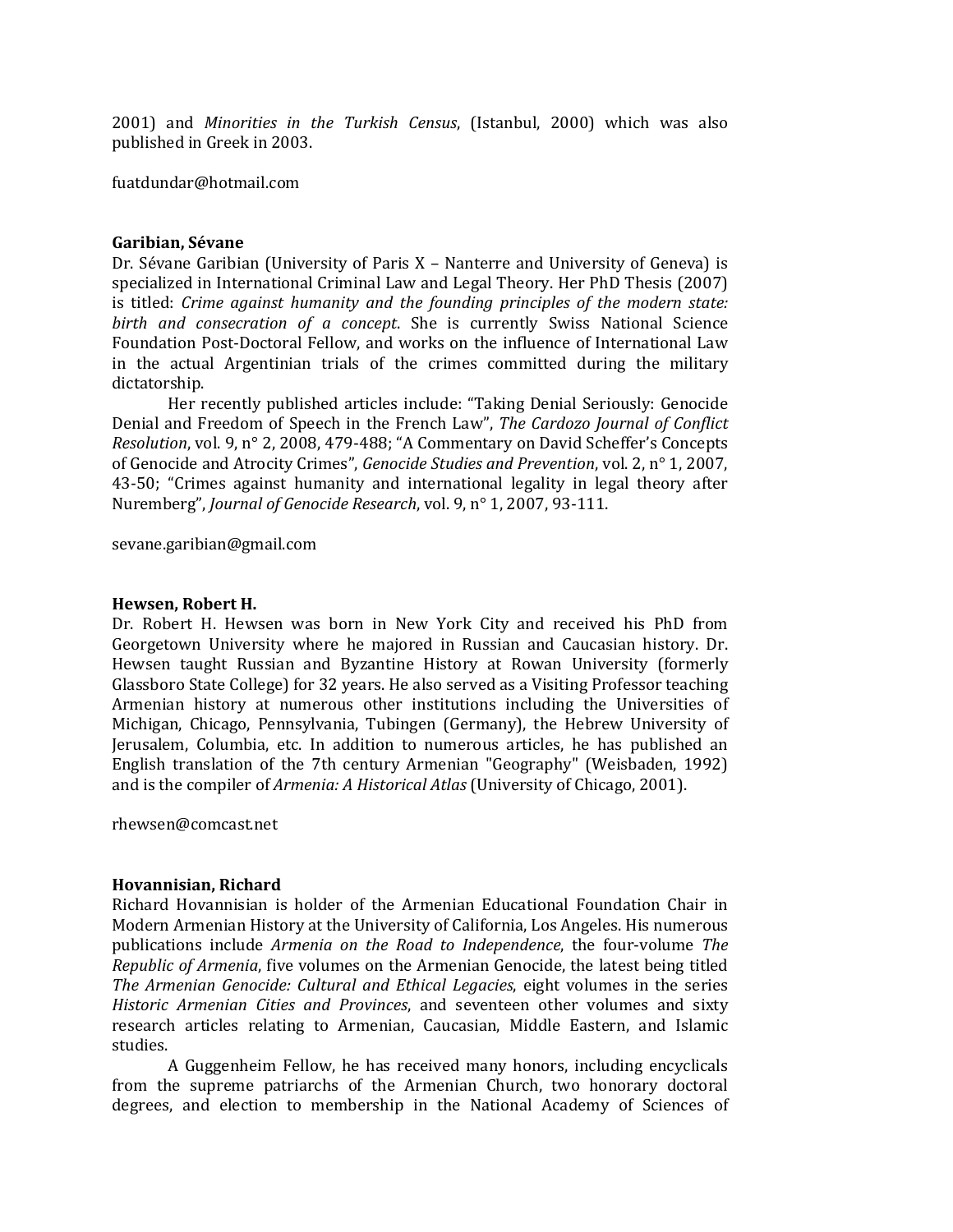2001) and *Minorities in the Turkish Census*, (Istanbul, 2000) which was also published in Greek in 2003.

fuatdundar@hotmail.com

**Garibian, Sévane**

Dr. Sévane Garibian (University of Paris X – Nanterre and University of Geneva) is specialized in International Criminal Law and Legal Theory. Her PhD Thesis (2007) is titled: *Crime against humanity and the founding principles of the modern state: birth and consecration of a concept*. She is currently Swiss National Science Foundation Post-Doctoral Fellow, and works on the influence of International Law in the actual Argentinian trials of the crimes committed during the military dictatorship.

Her recently published articles include: "Taking Denial Seriously: Genocide Denial and Freedom of Speech in the French Law", *The Cardozo Journal of Conflict Resolution*, vol. 9, n° 2, 2008, 479-488; "A Commentary on David Scheffer's Concepts of Genocide and Atrocity Crimes", *Genocide Studies and Prevention*, vol. 2, n° 1, 2007, 43-50; "Crimes against humanity and international legality in legal theory after Nuremberg", *Journal of Genocide Research*, vol. 9, n° 1, 2007, 93-111.

sevane.garibian@gmail.com

**Hewsen, Robert H.**

Dr. Robert H. Hewsen was born in New York City and received his PhD from Georgetown University where he majored in Russian and Caucasian history. Dr. Hewsen taught Russian and Byzantine History at Rowan University (formerly Glassboro State College) for 32 years. He also served as a Visiting Professor teaching Armenian history at numerous other institutions including the Universities of Michigan, Chicago, Pennsylvania, Tubingen (Germany), the Hebrew University of Jerusalem, Columbia, etc. In addition to numerous articles, he has published an English translation of the 7th century Armenian "Geography" (Weisbaden, 1992) and is the compiler of *Armenia: A Historical Atlas* (University of Chicago, 2001).

rhewsen@comcast.net

**Hovannisian, Richard**

Richard Hovannisian is holder of the Armenian Educational Foundation Chair in Modern Armenian History at the University of California, Los Angeles. His numerous publications include *Armenia on the Road to Independence*, the four-volume *The Republic of Armenia*, five volumes on the Armenian Genocide, the latest being titled *The Armenian Genocide: Cultural and Ethical Legacies*, eight volumes in the series *Historic Armenian Cities and Provinces*, and seventeen other volumes and sixty research articles relating to Armenian, Caucasian, Middle Eastern, and Islamic studies.

A Guggenheim Fellow, he has received many honors, including encyclicals from the supreme patriarchs of the Armenian Church, two honorary doctoral degrees, and election to membership in the National Academy of Sciences of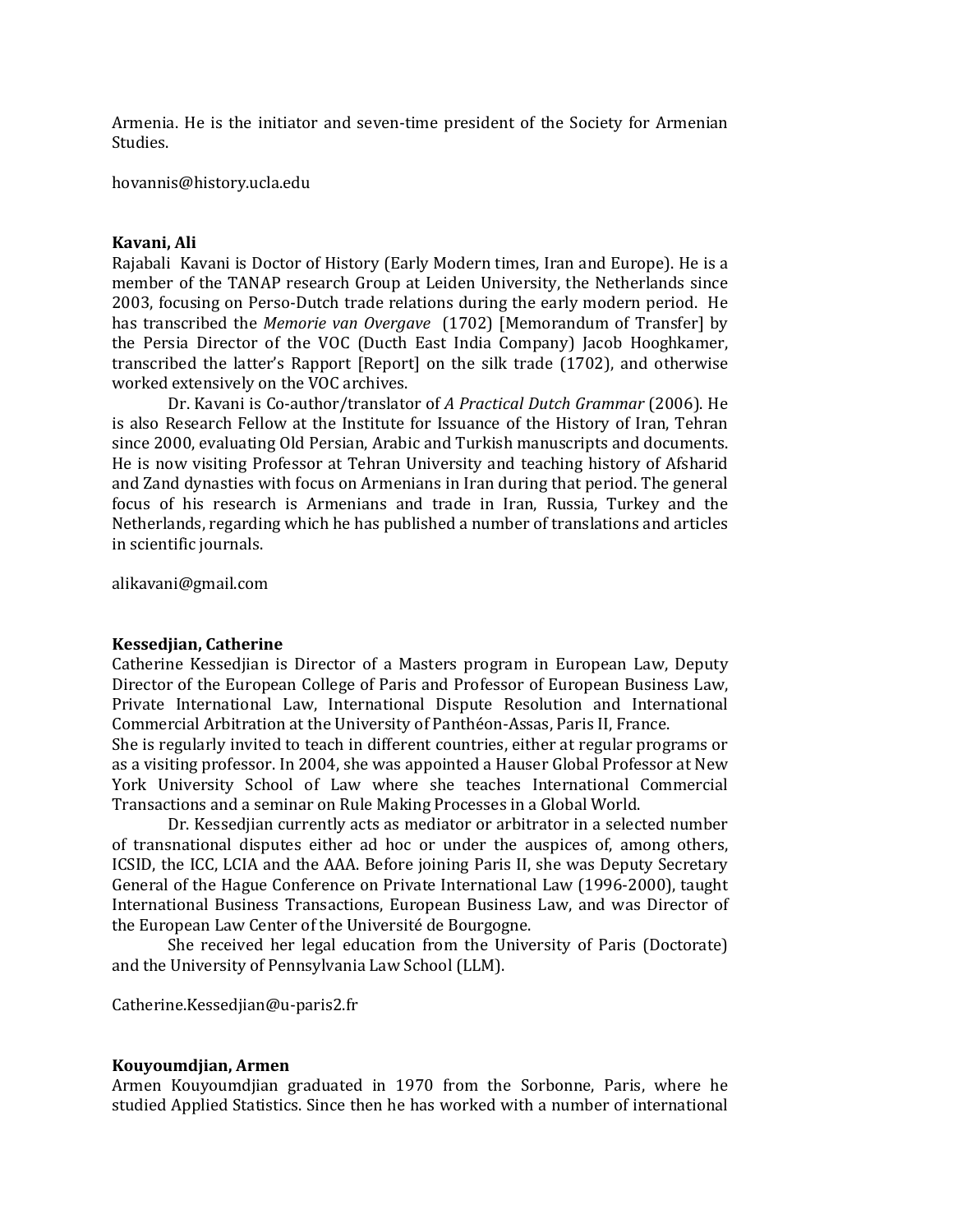Armenia. He is the initiator and seven-time president of the Society for Armenian Studies.

hovannis@history.ucla.edu

**Kavani, Ali**

Rajabali Kavani is Doctor of History (Early Modern times, Iran and Europe). He is a member of the TANAP research Group at Leiden University, the Netherlands since 2003, focusing on Perso-Dutch trade relations during the early modern period. He has transcribed the *Memorie van Overgave* (1702) [Memorandum of Transfer] by the Persia Director of the VOC (Ducth East India Company) Jacob Hooghkamer, transcribed the latter's Rapport [Report] on the silk trade (1702), and otherwise worked extensively on the VOC archives.

Dr. Kavani is Co-author/translator of *A Practical Dutch Grammar* (2006). He is also Research Fellow at the Institute for Issuance of the History of Iran, Tehran since 2000, evaluating Old Persian, Arabic and Turkish manuscripts and documents. He is now visiting Professor at Tehran University and teaching history of Afsharid and Zand dynasties with focus on Armenians in Iran during that period. The general focus of his research is Armenians and trade in Iran, Russia, Turkey and the Netherlands, regarding which he has published a number of translations and articles in scientific journals.

alikavani@gmail.com

**Kessedjian, Catherine**

Catherine Kessedjian is Director of a Masters program in European Law, Deputy Director of the European College of Paris and Professor of European Business Law, Private International Law, International Dispute Resolution and International Commercial Arbitration at the University of Panthéon-Assas, Paris II, France.

She is regularly invited to teach in different countries, either at regular programs or as a visiting professor. In 2004, she was appointed a Hauser Global Professor at New York University School of Law where she teaches International Commercial Transactions and a seminar on Rule Making Processes in a Global World.

Dr. Kessedjian currently acts as mediator or arbitrator in a selected number of transnational disputes either ad hoc or under the auspices of, among others, ICSID, the ICC, LCIA and the AAA. Before joining Paris II, she was Deputy Secretary General of the Hague Conference on Private International Law (1996-2000), taught International Business Transactions, European Business Law, and was Director of the European Law Center of the Université de Bourgogne.

She received her legal education from the University of Paris (Doctorate) and the University of Pennsylvania Law School (LLM).

Catherine.Kessedjian@u-paris2.fr

**Kouyoumdjian, Armen**

Armen Kouyoumdjian graduated in 1970 from the Sorbonne, Paris, where he studied Applied Statistics. Since then he has worked with a number of international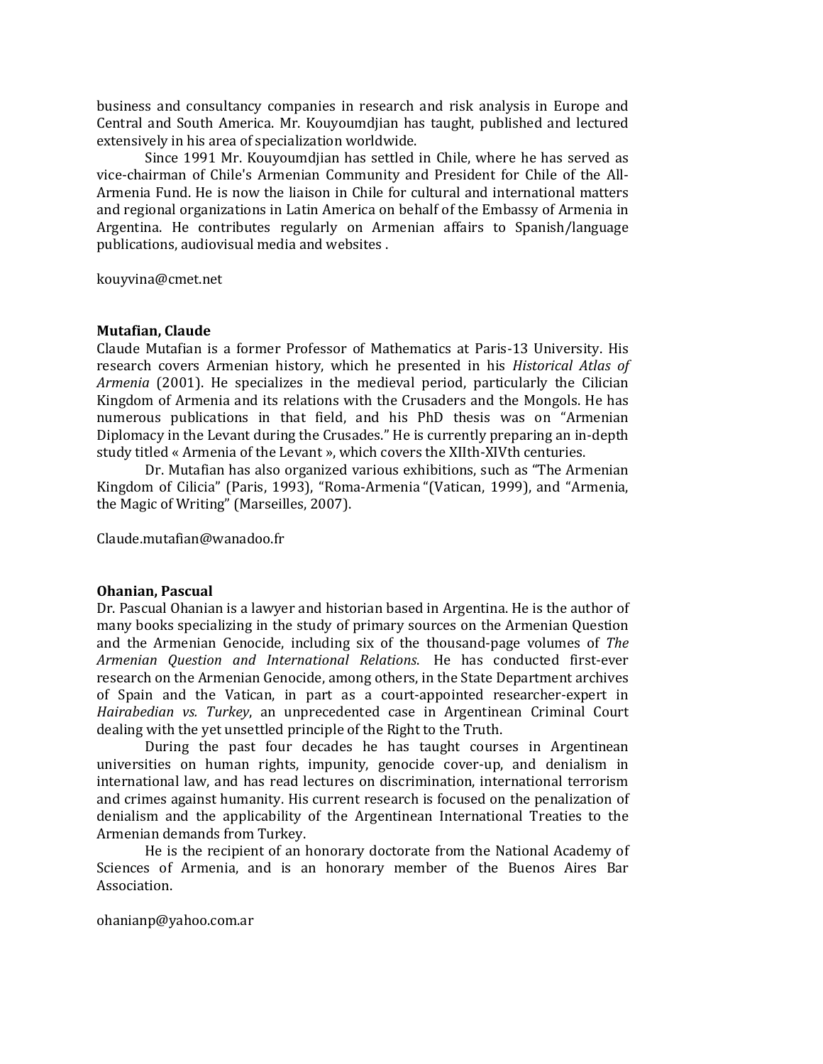business and consultancy companies in research and risk analysis in Europe and Central and South America. Mr. Kouyoumdjian has taught, published and lectured extensively in his area of specialization worldwide.

Since 1991 Mr. Kouyoumdjian has settled in Chile, where he has served as vice-chairman of Chile's Armenian Community and President for Chile of the All-Armenia Fund. He is now the liaison in Chile for cultural and international matters and regional organizations in Latin America on behalf of the Embassy of Armenia in Argentina. He contributes regularly on Armenian affairs to Spanish/language publications, audiovisual media and websites .

kouyvina@cmet.net

**Mutafian, Claude**
Claude Mutafian is a former Professor of Mathematics at Paris-13 University. His research covers Armenian history, which he presented in his *Historical Atlas of Armenia* (2001). He specializes in the medieval period, particularly the Cilician Kingdom of Armenia and its relations with the Crusaders and the Mongols. He has numerous publications in that field, and his PhD thesis was on "Armenian Diplomacy in the Levant during the Crusades." He is currently preparing an in-depth study titled « Armenia of the Levant », which covers the XIIth-XIVth centuries.

Dr. Mutafian has also organized various exhibitions, such as "The Armenian Kingdom of Cilicia" (Paris, 1993), "Roma-Armenia "(Vatican, 1999), and "Armenia, the Magic of Writing" (Marseilles, 2007).

Claude.mutafian@wanadoo.fr

**Ohanian, Pascual**
Dr. Pascual Ohanian is a lawyer and historian based in Argentina. He is the author of many books specializing in the study of primary sources on the Armenian Question and the Armenian Genocide, including six of the thousand-page volumes of *The Armenian Question and International Relations*. He has conducted first-ever research on the Armenian Genocide, among others, in the State Department archives of Spain and the Vatican, in part as a court-appointed researcher-expert in *Hairabedian vs. Turkey*, an unprecedented case in Argentinean Criminal Court dealing with the yet unsettled principle of the Right to the Truth.

During the past four decades he has taught courses in Argentinean universities on human rights, impunity, genocide cover-up, and denialism in international law, and has read lectures on discrimination, international terrorism and crimes against humanity. His current research is focused on the penalization of denialism and the applicability of the Argentinean International Treaties to the Armenian demands from Turkey.

He is the recipient of an honorary doctorate from the National Academy of Sciences of Armenia, and is an honorary member of the Buenos Aires Bar Association.

ohanianp@yahoo.com.ar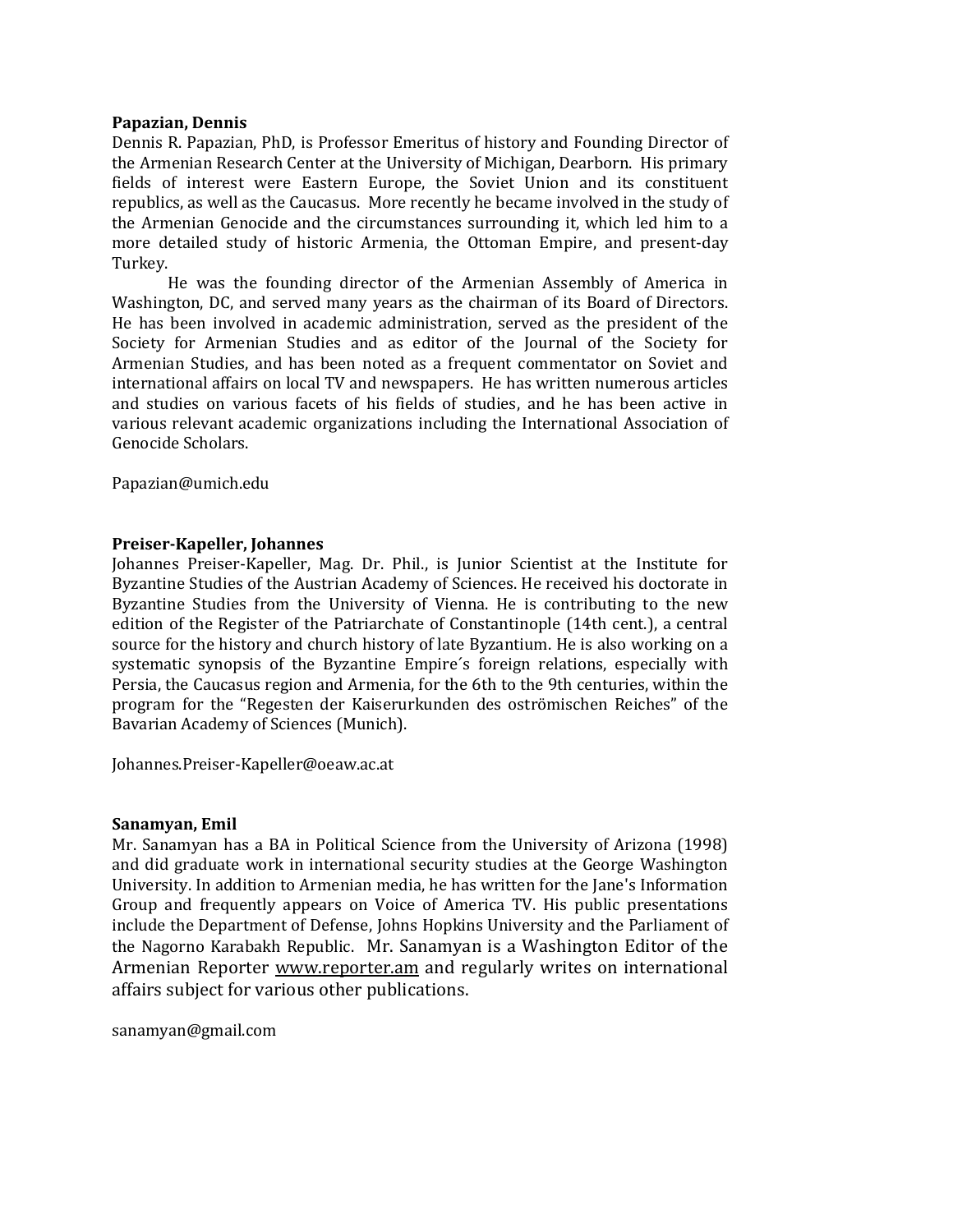**Papazian, Dennis**

Dennis R. Papazian, PhD, is Professor Emeritus of history and Founding Director of the Armenian Research Center at the University of Michigan, Dearborn. His primary fields of interest were Eastern Europe, the Soviet Union and its constituent republics, as well as the Caucasus. More recently he became involved in the study of the Armenian Genocide and the circumstances surrounding it, which led him to a more detailed study of historic Armenia, the Ottoman Empire, and present-day Turkey.

He was the founding director of the Armenian Assembly of America in Washington, DC, and served many years as the chairman of its Board of Directors. He has been involved in academic administration, served as the president of the Society for Armenian Studies and as editor of the Journal of the Society for Armenian Studies, and has been noted as a frequent commentator on Soviet and international affairs on local TV and newspapers. He has written numerous articles and studies on various facets of his fields of studies, and he has been active in various relevant academic organizations including the International Association of Genocide Scholars.

Papazian@umich.edu

**Preiser-Kapeller, Johannes**

Johannes Preiser-Kapeller, Mag. Dr. Phil., is Junior Scientist at the Institute for Byzantine Studies of the Austrian Academy of Sciences. He received his doctorate in Byzantine Studies from the University of Vienna. He is contributing to the new edition of the Register of the Patriarchate of Constantinople (14th cent.), a central source for the history and church history of late Byzantium. He is also working on a systematic synopsis of the Byzantine Empire´s foreign relations, especially with Persia, the Caucasus region and Armenia, for the 6th to the 9th centuries, within the program for the "Regesten der Kaiserurkunden des oströmischen Reiches" of the Bavarian Academy of Sciences (Munich).

Johannes.Preiser-Kapeller@oeaw.ac.at

**Sanamyan, Emil**

Mr. Sanamyan has a BA in Political Science from the University of Arizona (1998) and did graduate work in international security studies at the George Washington University. In addition to Armenian media, he has written for the Jane's Information Group and frequently appears on Voice of America TV. His public presentations include the Department of Defense, Johns Hopkins University and the Parliament of the Nagorno Karabakh Republic. Mr. Sanamyan is a Washington Editor of the Armenian Reporter www.reporter.am and regularly writes on international affairs subject for various other publications.

sanamyan@gmail.com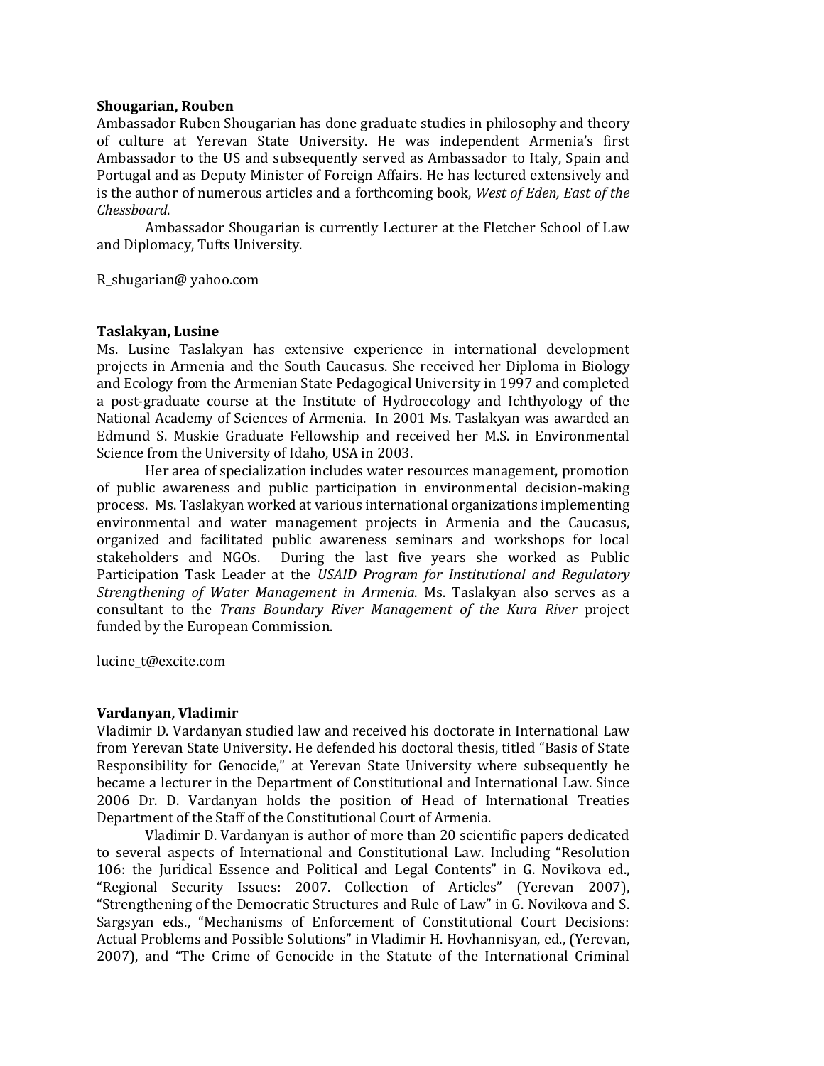**Shougarian, Rouben**

Ambassador Ruben Shougarian has done graduate studies in philosophy and theory of culture at Yerevan State University. He was independent Armenia's first Ambassador to the US and subsequently served as Ambassador to Italy, Spain and Portugal and as Deputy Minister of Foreign Affairs. He has lectured extensively and is the author of numerous articles and a forthcoming book, *West of Eden, East of the Chessboard*.

Ambassador Shougarian is currently Lecturer at the Fletcher School of Law and Diplomacy, Tufts University.

R_shugarian@ yahoo.com

**Taslakyan, Lusine**

Ms. Lusine Taslakyan has extensive experience in international development projects in Armenia and the South Caucasus. She received her Diploma in Biology and Ecology from the Armenian State Pedagogical University in 1997 and completed a post-graduate course at the Institute of Hydroecology and Ichthyology of the National Academy of Sciences of Armenia. In 2001 Ms. Taslakyan was awarded an Edmund S. Muskie Graduate Fellowship and received her M.S. in Environmental Science from the University of Idaho, USA in 2003.

Her area of specialization includes water resources management, promotion of public awareness and public participation in environmental decision-making process. Ms. Taslakyan worked at various international organizations implementing environmental and water management projects in Armenia and the Caucasus, organized and facilitated public awareness seminars and workshops for local stakeholders and NGOs. During the last five years she worked as Public Participation Task Leader at the *USAID Program for Institutional and Regulatory Strengthening of Water Management in Armenia*. Ms. Taslakyan also serves as a consultant to the *Trans Boundary River Management of the Kura River* project funded by the European Commission.

lucine_t@excite.com

**Vardanyan, Vladimir**

Vladimir D. Vardanyan studied law and received his doctorate in International Law from Yerevan State University. He defended his doctoral thesis, titled "Basis of State Responsibility for Genocide," at Yerevan State University where subsequently he became a lecturer in the Department of Constitutional and International Law. Since 2006 Dr. D. Vardanyan holds the position of Head of International Treaties Department of the Staff of the Constitutional Court of Armenia.

Vladimir D. Vardanyan is author of more than 20 scientific papers dedicated to several aspects of International and Constitutional Law. Including "Resolution 106: the Juridical Essence and Political and Legal Contents" in G. Novikova ed., "Regional Security Issues: 2007. Collection of Articles" (Yerevan 2007), "Strengthening of the Democratic Structures and Rule of Law" in G. Novikova and S. Sargsyan eds., "Mechanisms of Enforcement of Constitutional Court Decisions: Actual Problems and Possible Solutions" in Vladimir H. Hovhannisyan, ed., (Yerevan, 2007), and "The Crime of Genocide in the Statute of the International Criminal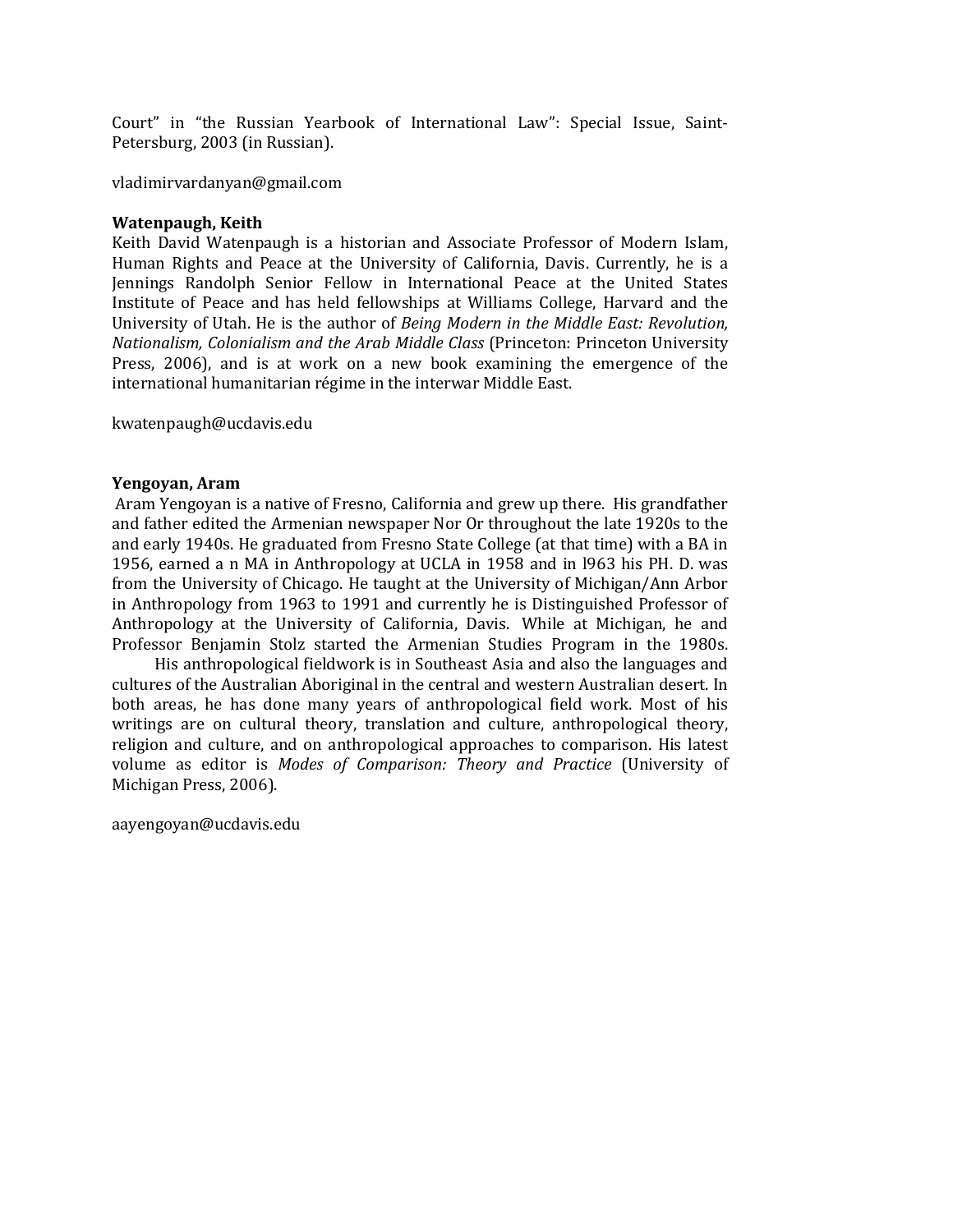Court" in "the Russian Yearbook of International Law": Special Issue, Saint-Petersburg, 2003 (in Russian).

vladimirvardanyan@gmail.com

**Watenpaugh, Keith**

Keith David Watenpaugh is a historian and Associate Professor of Modern Islam, Human Rights and Peace at the University of California, Davis. Currently, he is a Jennings Randolph Senior Fellow in International Peace at the United States Institute of Peace and has held fellowships at Williams College, Harvard and the University of Utah. He is the author of *Being Modern in the Middle East: Revolution, Nationalism, Colonialism and the Arab Middle Class* (Princeton: Princeton University Press, 2006), and is at work on a new book examining the emergence of the international humanitarian régime in the interwar Middle East.

kwatenpaugh@ucdavis.edu

**Yengoyan, Aram**

Aram Yengoyan is a native of Fresno, California and grew up there. His grandfather and father edited the Armenian newspaper Nor Or throughout the late 1920s to the and early 1940s. He graduated from Fresno State College (at that time) with a BA in 1956, earned a n MA in Anthropology at UCLA in 1958 and in l963 his PH. D. was from the University of Chicago. He taught at the University of Michigan/Ann Arbor in Anthropology from 1963 to 1991 and currently he is Distinguished Professor of Anthropology at the University of California, Davis. While at Michigan, he and Professor Benjamin Stolz started the Armenian Studies Program in the 1980s.

His anthropological fieldwork is in Southeast Asia and also the languages and cultures of the Australian Aboriginal in the central and western Australian desert. In both areas, he has done many years of anthropological field work. Most of his writings are on cultural theory, translation and culture, anthropological theory, religion and culture, and on anthropological approaches to comparison. His latest volume as editor is *Modes of Comparison: Theory and Practice* (University of Michigan Press, 2006).

aayengoyan@ucdavis.edu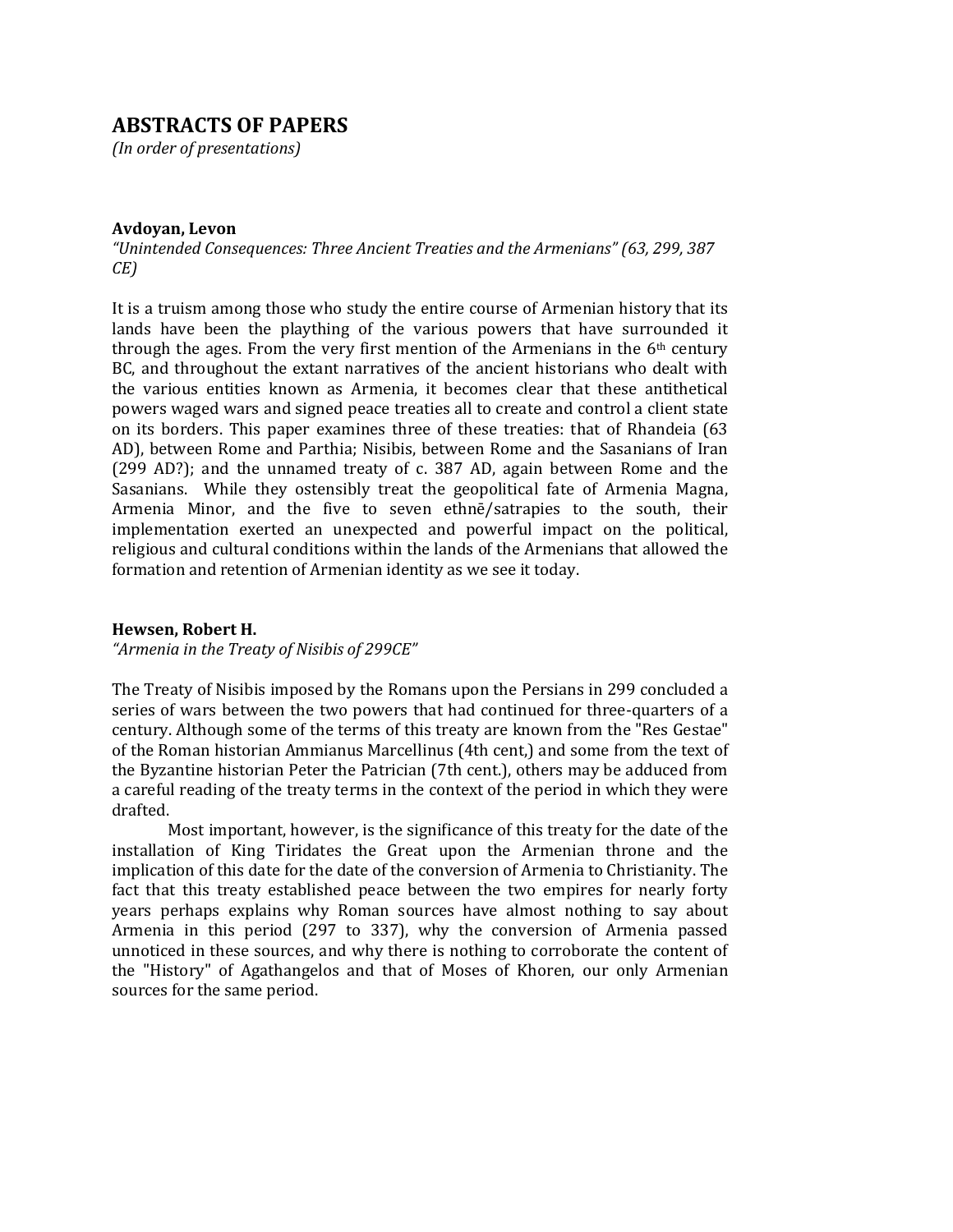# ABSTRACTS OF PAPERS

*(In order of presentations)*

**Avdoyan, Levon**

*"Unintended Consequences: Three Ancient Treaties and the Armenians" (63, 299, 387 CE)*

It is a truism among those who study the entire course of Armenian history that its lands have been the plaything of the various powers that have surrounded it through the ages. From the very first mention of the Armenians in the 6th century BC, and throughout the extant narratives of the ancient historians who dealt with the various entities known as Armenia, it becomes clear that these antithetical powers waged wars and signed peace treaties all to create and control a client state on its borders. This paper examines three of these treaties: that of Rhandeia (63 AD), between Rome and Parthia; Nisibis, between Rome and the Sasanians of Iran (299 AD?); and the unnamed treaty of c. 387 AD, again between Rome and the Sasanians. While they ostensibly treat the geopolitical fate of Armenia Magna, Armenia Minor, and the five to seven ethnē/satrapies to the south, their implementation exerted an unexpected and powerful impact on the political, religious and cultural conditions within the lands of the Armenians that allowed the formation and retention of Armenian identity as we see it today.

**Hewsen, Robert H.**

*"Armenia in the Treaty of Nisibis of 299CE"*

The Treaty of Nisibis imposed by the Romans upon the Persians in 299 concluded a series of wars between the two powers that had continued for three-quarters of a century. Although some of the terms of this treaty are known from the "Res Gestae" of the Roman historian Ammianus Marcellinus (4th cent,) and some from the text of the Byzantine historian Peter the Patrician (7th cent.), others may be adduced from a careful reading of the treaty terms in the context of the period in which they were drafted.

Most important, however, is the significance of this treaty for the date of the installation of King Tiridates the Great upon the Armenian throne and the implication of this date for the date of the conversion of Armenia to Christianity. The fact that this treaty established peace between the two empires for nearly forty years perhaps explains why Roman sources have almost nothing to say about Armenia in this period (297 to 337), why the conversion of Armenia passed unnoticed in these sources, and why there is nothing to corroborate the content of the "History" of Agathangelos and that of Moses of Khoren, our only Armenian sources for the same period.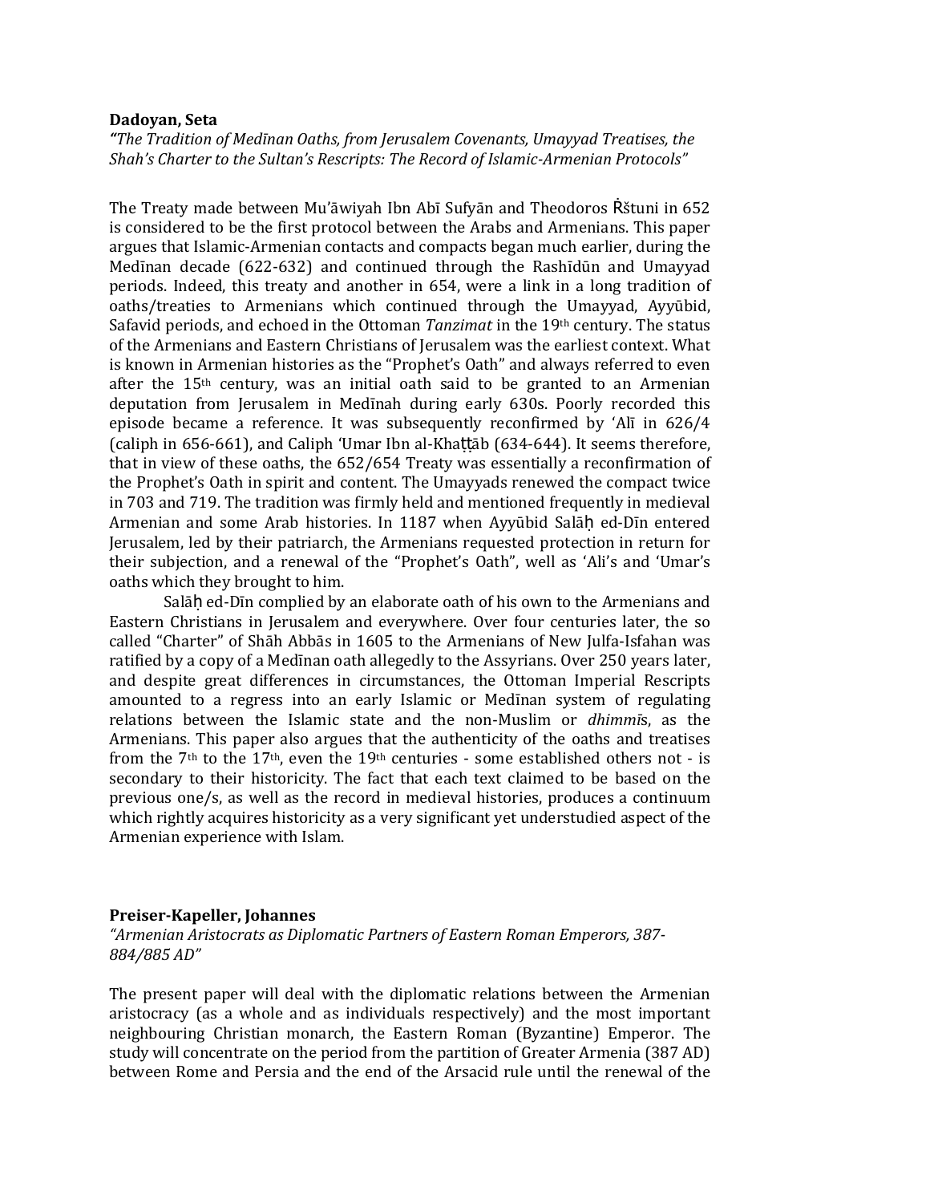**Dadoyan, Seta**

*"The Tradition of Medīnan Oaths, from Jerusalem Covenants, Umayyad Treatises, the Shah's Charter to the Sultan's Rescripts: The Record of Islamic-Armenian Protocols"*

The Treaty made between Mu'āwiyah Ibn Abī Sufyān and Theodoros Ṙštuni in 652 is considered to be the first protocol between the Arabs and Armenians. This paper argues that Islamic-Armenian contacts and compacts began much earlier, during the Medīnan decade (622-632) and continued through the Rashīdūn and Umayyad periods. Indeed, this treaty and another in 654, were a link in a long tradition of oaths/treaties to Armenians which continued through the Umayyad, Ayyūbid, Safavid periods, and echoed in the Ottoman *Tanzimat* in the 19th century. The status of the Armenians and Eastern Christians of Jerusalem was the earliest context. What is known in Armenian histories as the "Prophet's Oath" and always referred to even after the 15th century, was an initial oath said to be granted to an Armenian deputation from Jerusalem in Medīnah during early 630s. Poorly recorded this episode became a reference. It was subsequently reconfirmed by 'Alī in 626/4 (caliph in 656-661), and Caliph 'Umar Ibn al-Khaṭṭāb (634-644). It seems therefore, that in view of these oaths, the 652/654 Treaty was essentially a reconfirmation of the Prophet's Oath in spirit and content. The Umayyads renewed the compact twice in 703 and 719. The tradition was firmly held and mentioned frequently in medieval Armenian and some Arab histories. In 1187 when Ayyūbid Salāḥ ed-Dīn entered Jerusalem, led by their patriarch, the Armenians requested protection in return for their subjection, and a renewal of the "Prophet's Oath", well as 'Ali's and 'Umar's oaths which they brought to him.

Salāḥ ed-Dīn complied by an elaborate oath of his own to the Armenians and Eastern Christians in Jerusalem and everywhere. Over four centuries later, the so called "Charter" of Shāh Abbās in 1605 to the Armenians of New Julfa-Isfahan was ratified by a copy of a Medīnan oath allegedly to the Assyrians. Over 250 years later, and despite great differences in circumstances, the Ottoman Imperial Rescripts amounted to a regress into an early Islamic or Medīnan system of regulating relations between the Islamic state and the non-Muslim or *dhimmī*s, as the Armenians. This paper also argues that the authenticity of the oaths and treatises from the 7th to the 17th, even the 19th centuries - some established others not - is secondary to their historicity. The fact that each text claimed to be based on the previous one/s, as well as the record in medieval histories, produces a continuum which rightly acquires historicity as a very significant yet understudied aspect of the Armenian experience with Islam.

**Preiser-Kapeller, Johannes**

*"Armenian Aristocrats as Diplomatic Partners of Eastern Roman Emperors, 387-884/885 AD"*

The present paper will deal with the diplomatic relations between the Armenian aristocracy (as a whole and as individuals respectively) and the most important neighbouring Christian monarch, the Eastern Roman (Byzantine) Emperor. The study will concentrate on the period from the partition of Greater Armenia (387 AD) between Rome and Persia and the end of the Arsacid rule until the renewal of the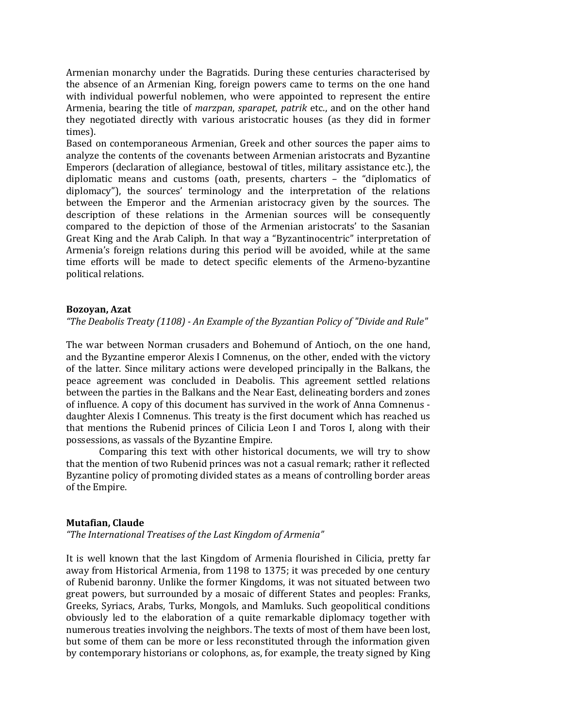Armenian monarchy under the Bagratids. During these centuries characterised by the absence of an Armenian King, foreign powers came to terms on the one hand with individual powerful noblemen, who were appointed to represent the entire Armenia, bearing the title of *marzpan*, *sparapet*, *patrik* etc., and on the other hand they negotiated directly with various aristocratic houses (as they did in former times).

Based on contemporaneous Armenian, Greek and other sources the paper aims to analyze the contents of the covenants between Armenian aristocrats and Byzantine Emperors (declaration of allegiance, bestowal of titles, military assistance etc.), the diplomatic means and customs (oath, presents, charters – the "diplomatics of diplomacy"), the sources' terminology and the interpretation of the relations between the Emperor and the Armenian aristocracy given by the sources. The description of these relations in the Armenian sources will be consequently compared to the depiction of those of the Armenian aristocrats' to the Sasanian Great King and the Arab Caliph. In that way a "Byzantinocentric" interpretation of Armenia's foreign relations during this period will be avoided, while at the same time efforts will be made to detect specific elements of the Armeno-byzantine political relations.

**Bozoyan, Azat**

*"The Deabolis Treaty (1108) - An Example of the Byzantian Policy of "Divide and Rule"*

The war between Norman crusaders and Bohemund of Antioch, on the one hand, and the Byzantine emperor Alexis I Comnenus, on the other, ended with the victory of the latter. Since military actions were developed principally in the Balkans, the peace agreement was concluded in Deabolis. This agreement settled relations between the parties in the Balkans and the Near East, delineating borders and zones of influence. A copy of this document has survived in the work of Anna Comnenus - daughter Alexis I Comnenus. This treaty is the first document which has reached us that mentions the Rubenid princes of Cilicia Leon I and Toros I, along with their possessions, as vassals of the Byzantine Empire.

Comparing this text with other historical documents, we will try to show that the mention of two Rubenid princes was not a casual remark; rather it reflected Byzantine policy of promoting divided states as a means of controlling border areas of the Empire.

**Mutafian, Claude**

*"The International Treatises of the Last Kingdom of Armenia"*

It is well known that the last Kingdom of Armenia flourished in Cilicia, pretty far away from Historical Armenia, from 1198 to 1375; it was preceded by one century of Rubenid baronny. Unlike the former Kingdoms, it was not situated between two great powers, but surrounded by a mosaic of different States and peoples: Franks, Greeks, Syriacs, Arabs, Turks, Mongols, and Mamluks. Such geopolitical conditions obviously led to the elaboration of a quite remarkable diplomacy together with numerous treaties involving the neighbors. The texts of most of them have been lost, but some of them can be more or less reconstituted through the information given by contemporary historians or colophons, as, for example, the treaty signed by King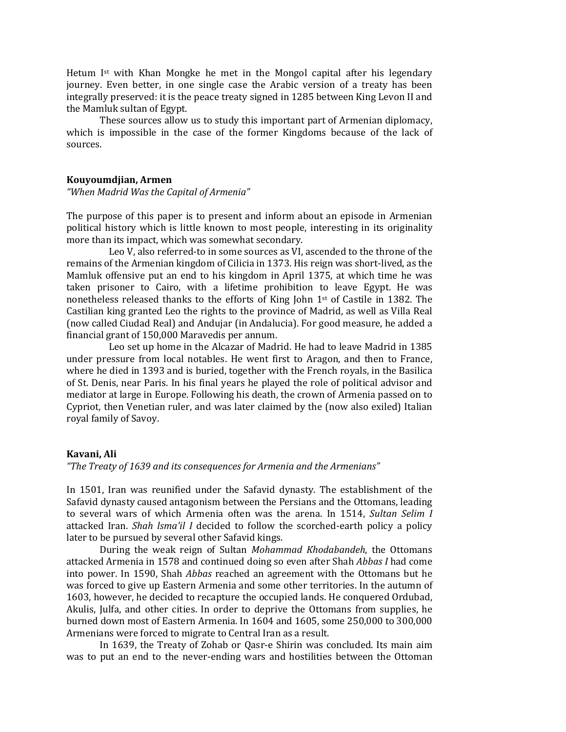Hetum I[st] with Khan Mongke he met in the Mongol capital after his legendary journey. Even better, in one single case the Arabic version of a treaty has been integrally preserved: it is the peace treaty signed in 1285 between King Levon II and the Mamluk sultan of Egypt.

These sources allow us to study this important part of Armenian diplomacy, which is impossible in the case of the former Kingdoms because of the lack of sources.

**Kouyoumdjian, Armen**

*"When Madrid Was the Capital of Armenia"*

The purpose of this paper is to present and inform about an episode in Armenian political history which is little known to most people, interesting in its originality more than its impact, which was somewhat secondary.

Leo V, also referred-to in some sources as VI, ascended to the throne of the remains of the Armenian kingdom of Cilicia in 1373. His reign was short-lived, as the Mamluk offensive put an end to his kingdom in April 1375, at which time he was taken prisoner to Cairo, with a lifetime prohibition to leave Egypt. He was nonetheless released thanks to the efforts of King John 1[st] of Castile in 1382. The Castilian king granted Leo the rights to the province of Madrid, as well as Villa Real (now called Ciudad Real) and Andujar (in Andalucia). For good measure, he added a financial grant of 150,000 Maravedis per annum.

Leo set up home in the Alcazar of Madrid. He had to leave Madrid in 1385 under pressure from local notables. He went first to Aragon, and then to France, where he died in 1393 and is buried, together with the French royals, in the Basilica of St. Denis, near Paris. In his final years he played the role of political advisor and mediator at large in Europe. Following his death, the crown of Armenia passed on to Cypriot, then Venetian ruler, and was later claimed by the (now also exiled) Italian royal family of Savoy.

**Kavani, Ali**

*"The Treaty of 1639 and its consequences for Armenia and the Armenians"*

In 1501, Iran was reunified under the Safavid dynasty. The establishment of the Safavid dynasty caused antagonism between the Persians and the Ottomans, leading to several wars of which Armenia often was the arena. In 1514, *Sultan Selim I* attacked Iran. *Shah lsma'il I* decided to follow the scorched-earth policy a policy later to be pursued by several other Safavid kings.

During the weak reign of Sultan *Mohammad Khodabandeh*, the Ottomans attacked Armenia in 1578 and continued doing so even after Shah *Abbas I* had come into power. In 1590, Shah *Abbas* reached an agreement with the Ottomans but he was forced to give up Eastern Armenia and some other territories. In the autumn of 1603, however, he decided to recapture the occupied lands. He conquered Ordubad, Akulis, Julfa, and other cities. In order to deprive the Ottomans from supplies, he burned down most of Eastern Armenia. In 1604 and 1605, some 250,000 to 300,000 Armenians were forced to migrate to Central Iran as a result.

In 1639, the Treaty of Zohab or Qasr-e Shirin was concluded. Its main aim was to put an end to the never-ending wars and hostilities between the Ottoman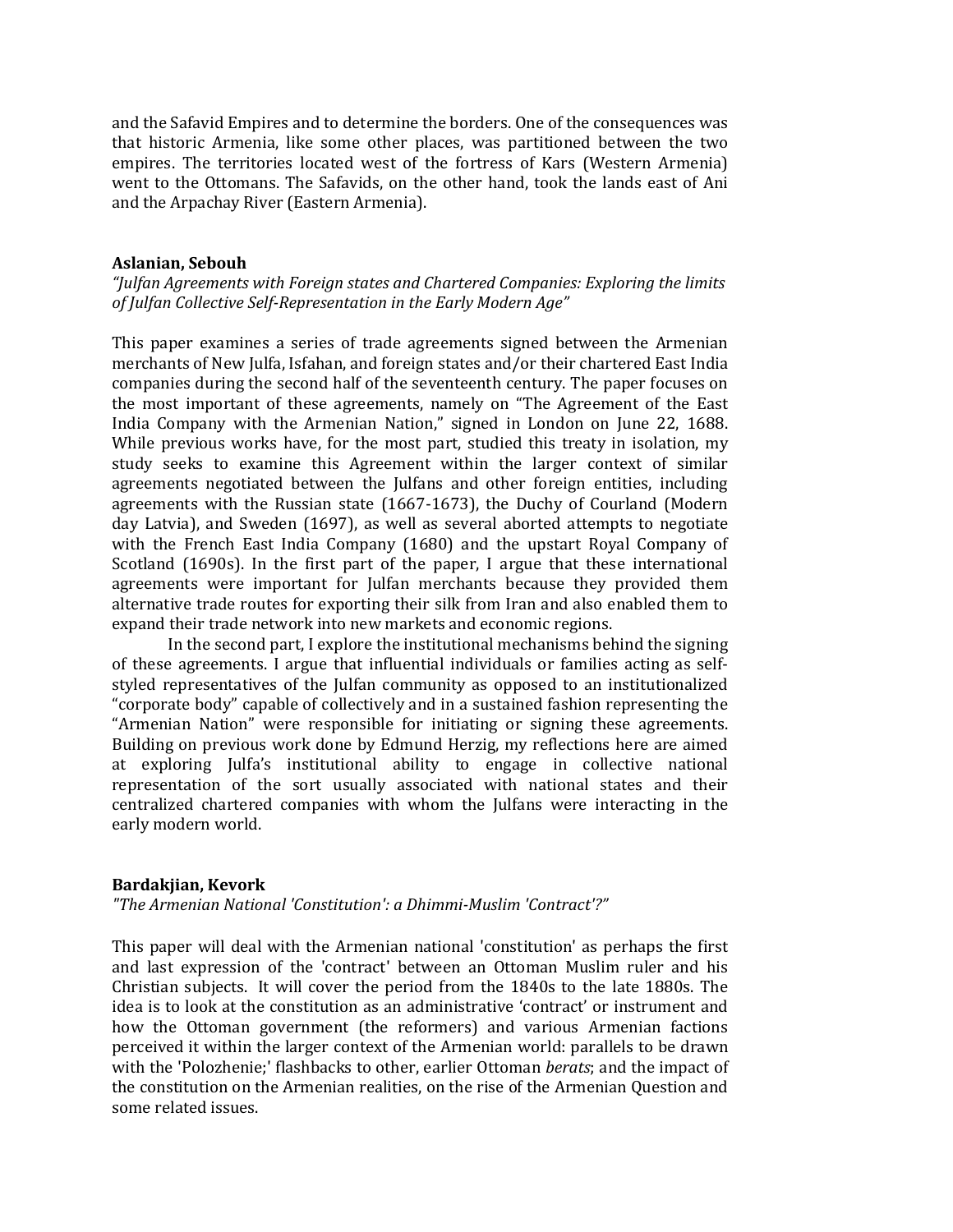and the Safavid Empires and to determine the borders. One of the consequences was that historic Armenia, like some other places, was partitioned between the two empires. The territories located west of the fortress of Kars (Western Armenia) went to the Ottomans. The Safavids, on the other hand, took the lands east of Ani and the Arpachay River (Eastern Armenia).

**Aslanian, Sebouh**

*"Julfan Agreements with Foreign states and Chartered Companies: Exploring the limits of Julfan Collective Self-Representation in the Early Modern Age"*

This paper examines a series of trade agreements signed between the Armenian merchants of New Julfa, Isfahan, and foreign states and/or their chartered East India companies during the second half of the seventeenth century. The paper focuses on the most important of these agreements, namely on "The Agreement of the East India Company with the Armenian Nation," signed in London on June 22, 1688. While previous works have, for the most part, studied this treaty in isolation, my study seeks to examine this Agreement within the larger context of similar agreements negotiated between the Julfans and other foreign entities, including agreements with the Russian state (1667-1673), the Duchy of Courland (Modern day Latvia), and Sweden (1697), as well as several aborted attempts to negotiate with the French East India Company (1680) and the upstart Royal Company of Scotland (1690s). In the first part of the paper, I argue that these international agreements were important for Julfan merchants because they provided them alternative trade routes for exporting their silk from Iran and also enabled them to expand their trade network into new markets and economic regions.

In the second part, I explore the institutional mechanisms behind the signing of these agreements. I argue that influential individuals or families acting as self-styled representatives of the Julfan community as opposed to an institutionalized "corporate body" capable of collectively and in a sustained fashion representing the "Armenian Nation" were responsible for initiating or signing these agreements. Building on previous work done by Edmund Herzig, my reflections here are aimed at exploring Julfa's institutional ability to engage in collective national representation of the sort usually associated with national states and their centralized chartered companies with whom the Julfans were interacting in the early modern world.

**Bardakjian, Kevork**

*"The Armenian National 'Constitution': a Dhimmi-Muslim 'Contract'?"*

This paper will deal with the Armenian national 'constitution' as perhaps the first and last expression of the 'contract' between an Ottoman Muslim ruler and his Christian subjects. It will cover the period from the 1840s to the late 1880s. The idea is to look at the constitution as an administrative 'contract' or instrument and how the Ottoman government (the reformers) and various Armenian factions perceived it within the larger context of the Armenian world: parallels to be drawn with the 'Polozhenie;' flashbacks to other, earlier Ottoman *berats*; and the impact of the constitution on the Armenian realities, on the rise of the Armenian Question and some related issues.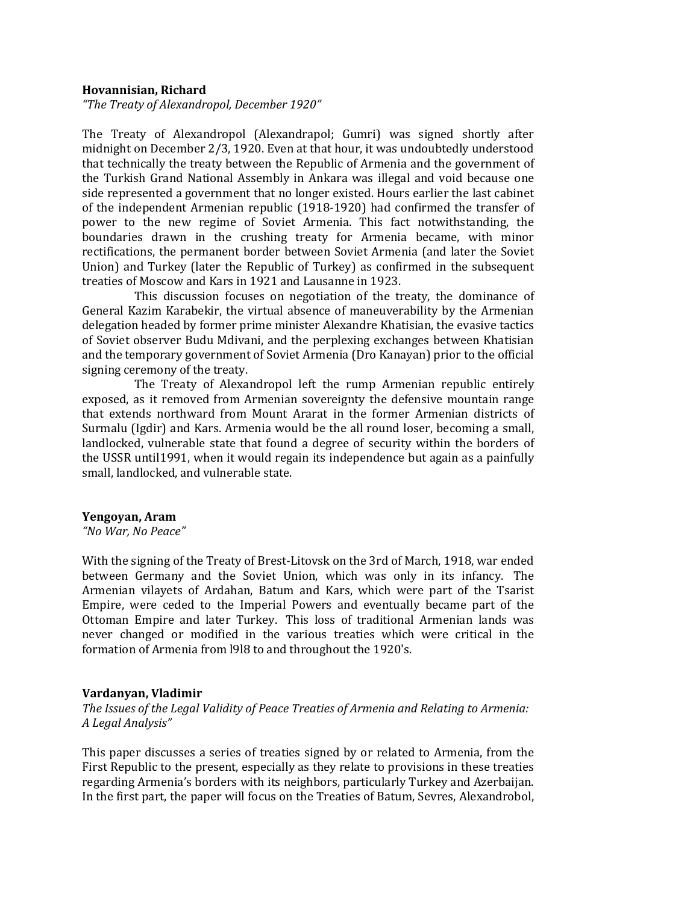**Hovannisian, Richard**

*"The Treaty of Alexandropol, December 1920"*

The Treaty of Alexandropol (Alexandrapol; Gumri) was signed shortly after midnight on December 2/3, 1920. Even at that hour, it was undoubtedly understood that technically the treaty between the Republic of Armenia and the government of the Turkish Grand National Assembly in Ankara was illegal and void because one side represented a government that no longer existed. Hours earlier the last cabinet of the independent Armenian republic (1918-1920) had confirmed the transfer of power to the new regime of Soviet Armenia. This fact notwithstanding, the boundaries drawn in the crushing treaty for Armenia became, with minor rectifications, the permanent border between Soviet Armenia (and later the Soviet Union) and Turkey (later the Republic of Turkey) as confirmed in the subsequent treaties of Moscow and Kars in 1921 and Lausanne in 1923.

This discussion focuses on negotiation of the treaty, the dominance of General Kazim Karabekir, the virtual absence of maneuverability by the Armenian delegation headed by former prime minister Alexandre Khatisian, the evasive tactics of Soviet observer Budu Mdivani, and the perplexing exchanges between Khatisian and the temporary government of Soviet Armenia (Dro Kanayan) prior to the official signing ceremony of the treaty.

The Treaty of Alexandropol left the rump Armenian republic entirely exposed, as it removed from Armenian sovereignty the defensive mountain range that extends northward from Mount Ararat in the former Armenian districts of Surmalu (Igdir) and Kars. Armenia would be the all round loser, becoming a small, landlocked, vulnerable state that found a degree of security within the borders of the USSR until1991, when it would regain its independence but again as a painfully small, landlocked, and vulnerable state.

**Yengoyan, Aram**

*"No War, No Peace"*

With the signing of the Treaty of Brest-Litovsk on the 3rd of March, 1918, war ended between Germany and the Soviet Union, which was only in its infancy. The Armenian vilayets of Ardahan, Batum and Kars, which were part of the Tsarist Empire, were ceded to the Imperial Powers and eventually became part of the Ottoman Empire and later Turkey. This loss of traditional Armenian lands was never changed or modified in the various treaties which were critical in the formation of Armenia from l9l8 to and throughout the 1920's.

**Vardanyan, Vladimir**

*The Issues of the Legal Validity of Peace Treaties of Armenia and Relating to Armenia: A Legal Analysis"*

This paper discusses a series of treaties signed by or related to Armenia, from the First Republic to the present, especially as they relate to provisions in these treaties regarding Armenia's borders with its neighbors, particularly Turkey and Azerbaijan. In the first part, the paper will focus on the Treaties of Batum, Sevres, Alexandrobol,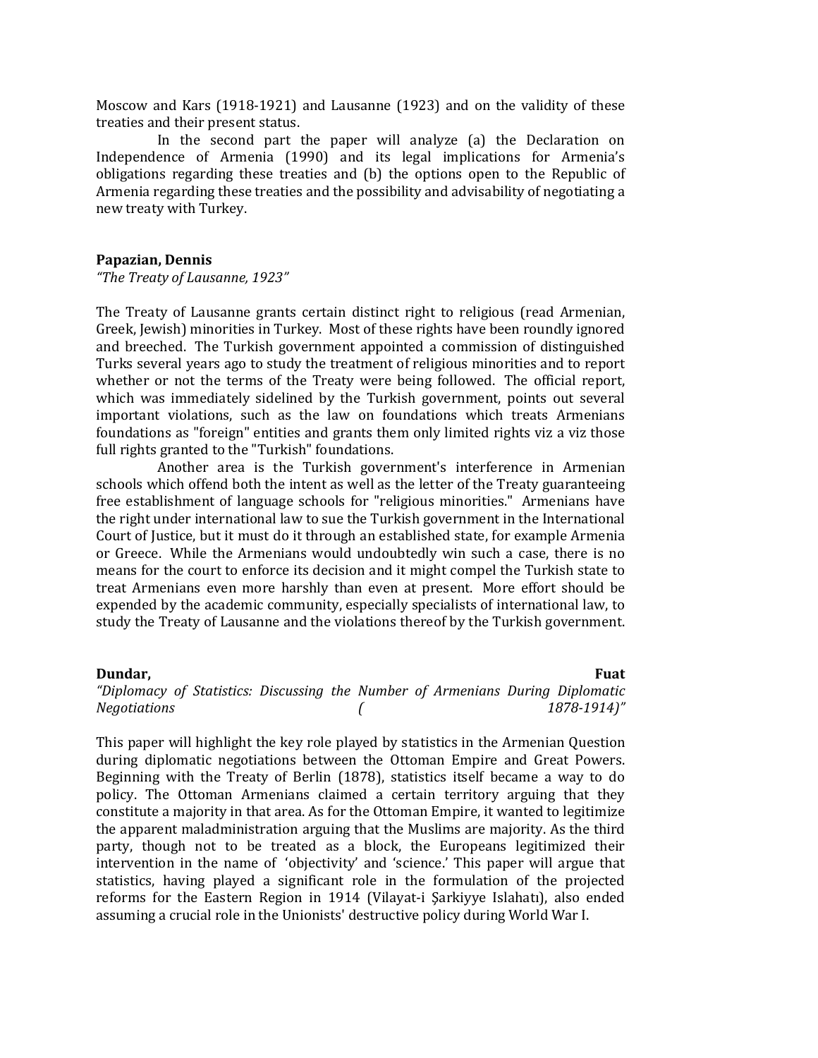Moscow and Kars (1918-1921) and Lausanne (1923) and on the validity of these treaties and their present status.

In the second part the paper will analyze (a) the Declaration on Independence of Armenia (1990) and its legal implications for Armenia's obligations regarding these treaties and (b) the options open to the Republic of Armenia regarding these treaties and the possibility and advisability of negotiating a new treaty with Turkey.

**Papazian, Dennis**
*"The Treaty of Lausanne, 1923"*

The Treaty of Lausanne grants certain distinct right to religious (read Armenian, Greek, Jewish) minorities in Turkey. Most of these rights have been roundly ignored and breeched. The Turkish government appointed a commission of distinguished Turks several years ago to study the treatment of religious minorities and to report whether or not the terms of the Treaty were being followed. The official report, which was immediately sidelined by the Turkish government, points out several important violations, such as the law on foundations which treats Armenians foundations as "foreign" entities and grants them only limited rights viz a viz those full rights granted to the "Turkish" foundations.

Another area is the Turkish government's interference in Armenian schools which offend both the intent as well as the letter of the Treaty guaranteeing free establishment of language schools for "religious minorities." Armenians have the right under international law to sue the Turkish government in the International Court of Justice, but it must do it through an established state, for example Armenia or Greece. While the Armenians would undoubtedly win such a case, there is no means for the court to enforce its decision and it might compel the Turkish state to treat Armenians even more harshly than even at present. More effort should be expended by the academic community, especially specialists of international law, to study the Treaty of Lausanne and the violations thereof by the Turkish government.

**Dundar, Fuat**
*"Diplomacy of Statistics: Discussing the Number of Armenians During Diplomatic Negotiations ( 1878-1914)"*

This paper will highlight the key role played by statistics in the Armenian Question during diplomatic negotiations between the Ottoman Empire and Great Powers. Beginning with the Treaty of Berlin (1878), statistics itself became a way to do policy. The Ottoman Armenians claimed a certain territory arguing that they constitute a majority in that area. As for the Ottoman Empire, it wanted to legitimize the apparent maladministration arguing that the Muslims are majority. As the third party, though not to be treated as a block, the Europeans legitimized their intervention in the name of 'objectivity' and 'science.' This paper will argue that statistics, having played a significant role in the formulation of the projected reforms for the Eastern Region in 1914 (Vilayat-i Şarkiyye Islahatı), also ended assuming a crucial role in the Unionists' destructive policy during World War I.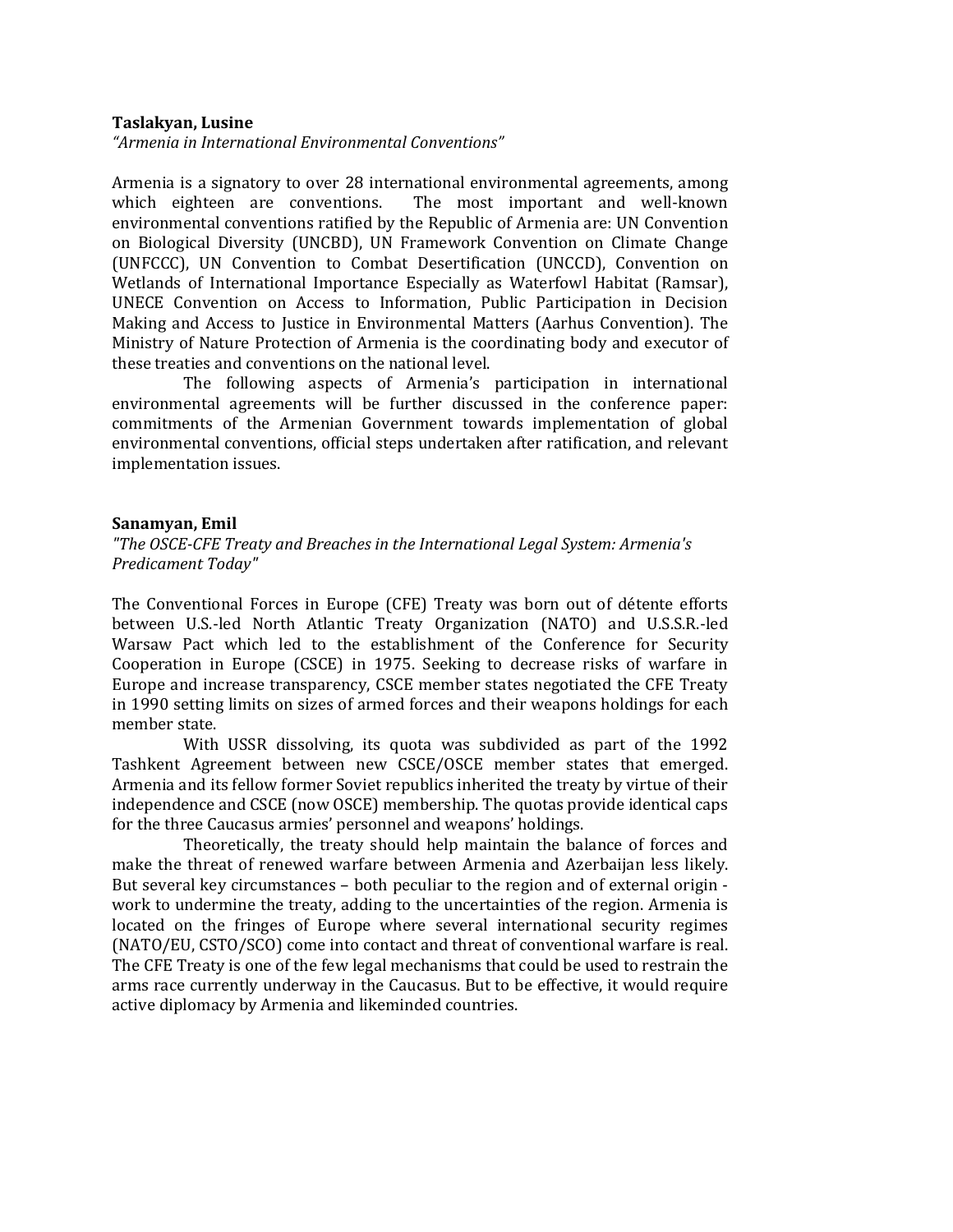**Taslakyan, Lusine**

*"Armenia in International Environmental Conventions"*

Armenia is a signatory to over 28 international environmental agreements, among which eighteen are conventions. The most important and well-known environmental conventions ratified by the Republic of Armenia are: UN Convention on Biological Diversity (UNCBD), UN Framework Convention on Climate Change (UNFCCC), UN Convention to Combat Desertification (UNCCD), Convention on Wetlands of International Importance Especially as Waterfowl Habitat (Ramsar), UNECE Convention on Access to Information, Public Participation in Decision Making and Access to Justice in Environmental Matters (Aarhus Convention). The Ministry of Nature Protection of Armenia is the coordinating body and executor of these treaties and conventions on the national level.

The following aspects of Armenia's participation in international environmental agreements will be further discussed in the conference paper: commitments of the Armenian Government towards implementation of global environmental conventions, official steps undertaken after ratification, and relevant implementation issues.

**Sanamyan, Emil**

*"The OSCE-CFE Treaty and Breaches in the International Legal System: Armenia's Predicament Today"*

The Conventional Forces in Europe (CFE) Treaty was born out of détente efforts between U.S.-led North Atlantic Treaty Organization (NATO) and U.S.S.R.-led Warsaw Pact which led to the establishment of the Conference for Security Cooperation in Europe (CSCE) in 1975. Seeking to decrease risks of warfare in Europe and increase transparency, CSCE member states negotiated the CFE Treaty in 1990 setting limits on sizes of armed forces and their weapons holdings for each member state.

With USSR dissolving, its quota was subdivided as part of the 1992 Tashkent Agreement between new CSCE/OSCE member states that emerged. Armenia and its fellow former Soviet republics inherited the treaty by virtue of their independence and CSCE (now OSCE) membership. The quotas provide identical caps for the three Caucasus armies' personnel and weapons' holdings.

Theoretically, the treaty should help maintain the balance of forces and make the threat of renewed warfare between Armenia and Azerbaijan less likely. But several key circumstances – both peculiar to the region and of external origin - work to undermine the treaty, adding to the uncertainties of the region. Armenia is located on the fringes of Europe where several international security regimes (NATO/EU, CSTO/SCO) come into contact and threat of conventional warfare is real. The CFE Treaty is one of the few legal mechanisms that could be used to restrain the arms race currently underway in the Caucasus. But to be effective, it would require active diplomacy by Armenia and likeminded countries.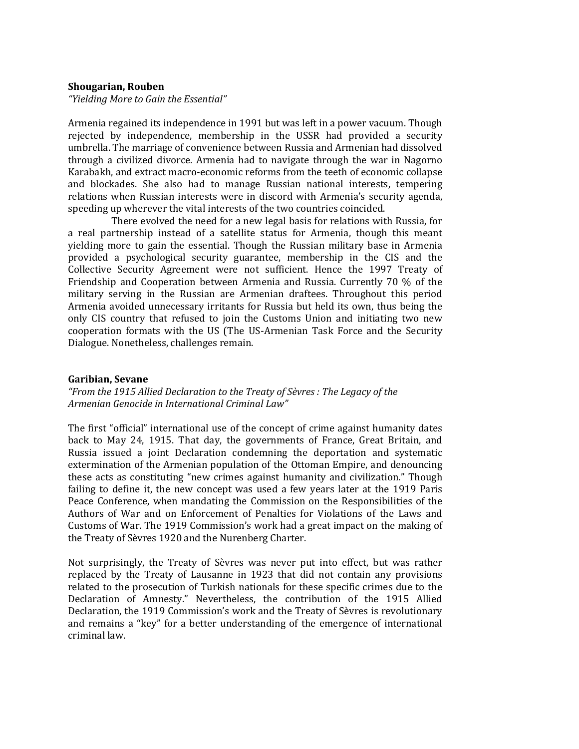**Shougarian, Rouben**
*"Yielding More to Gain the Essential"*

Armenia regained its independence in 1991 but was left in a power vacuum. Though rejected by independence, membership in the USSR had provided a security umbrella. The marriage of convenience between Russia and Armenian had dissolved through a civilized divorce. Armenia had to navigate through the war in Nagorno Karabakh, and extract macro-economic reforms from the teeth of economic collapse and blockades. She also had to manage Russian national interests, tempering relations when Russian interests were in discord with Armenia's security agenda, speeding up wherever the vital interests of the two countries coincided.

There evolved the need for a new legal basis for relations with Russia, for a real partnership instead of a satellite status for Armenia, though this meant yielding more to gain the essential. Though the Russian military base in Armenia provided a psychological security guarantee, membership in the CIS and the Collective Security Agreement were not sufficient. Hence the 1997 Treaty of Friendship and Cooperation between Armenia and Russia. Currently 70 % of the military serving in the Russian are Armenian draftees. Throughout this period Armenia avoided unnecessary irritants for Russia but held its own, thus being the only CIS country that refused to join the Customs Union and initiating two new cooperation formats with the US (The US-Armenian Task Force and the Security Dialogue. Nonetheless, challenges remain.

**Garibian, Sevane**
*"From the 1915 Allied Declaration to the Treaty of Sèvres : The Legacy of the Armenian Genocide in International Criminal Law"*

The first "official" international use of the concept of crime against humanity dates back to May 24, 1915. That day, the governments of France, Great Britain, and Russia issued a joint Declaration condemning the deportation and systematic extermination of the Armenian population of the Ottoman Empire, and denouncing these acts as constituting "new crimes against humanity and civilization." Though failing to define it, the new concept was used a few years later at the 1919 Paris Peace Conference, when mandating the Commission on the Responsibilities of the Authors of War and on Enforcement of Penalties for Violations of the Laws and Customs of War. The 1919 Commission's work had a great impact on the making of the Treaty of Sèvres 1920 and the Nurenberg Charter.

Not surprisingly, the Treaty of Sèvres was never put into effect, but was rather replaced by the Treaty of Lausanne in 1923 that did not contain any provisions related to the prosecution of Turkish nationals for these specific crimes due to the Declaration of Amnesty." Nevertheless, the contribution of the 1915 Allied Declaration, the 1919 Commission's work and the Treaty of Sèvres is revolutionary and remains a "key" for a better understanding of the emergence of international criminal law.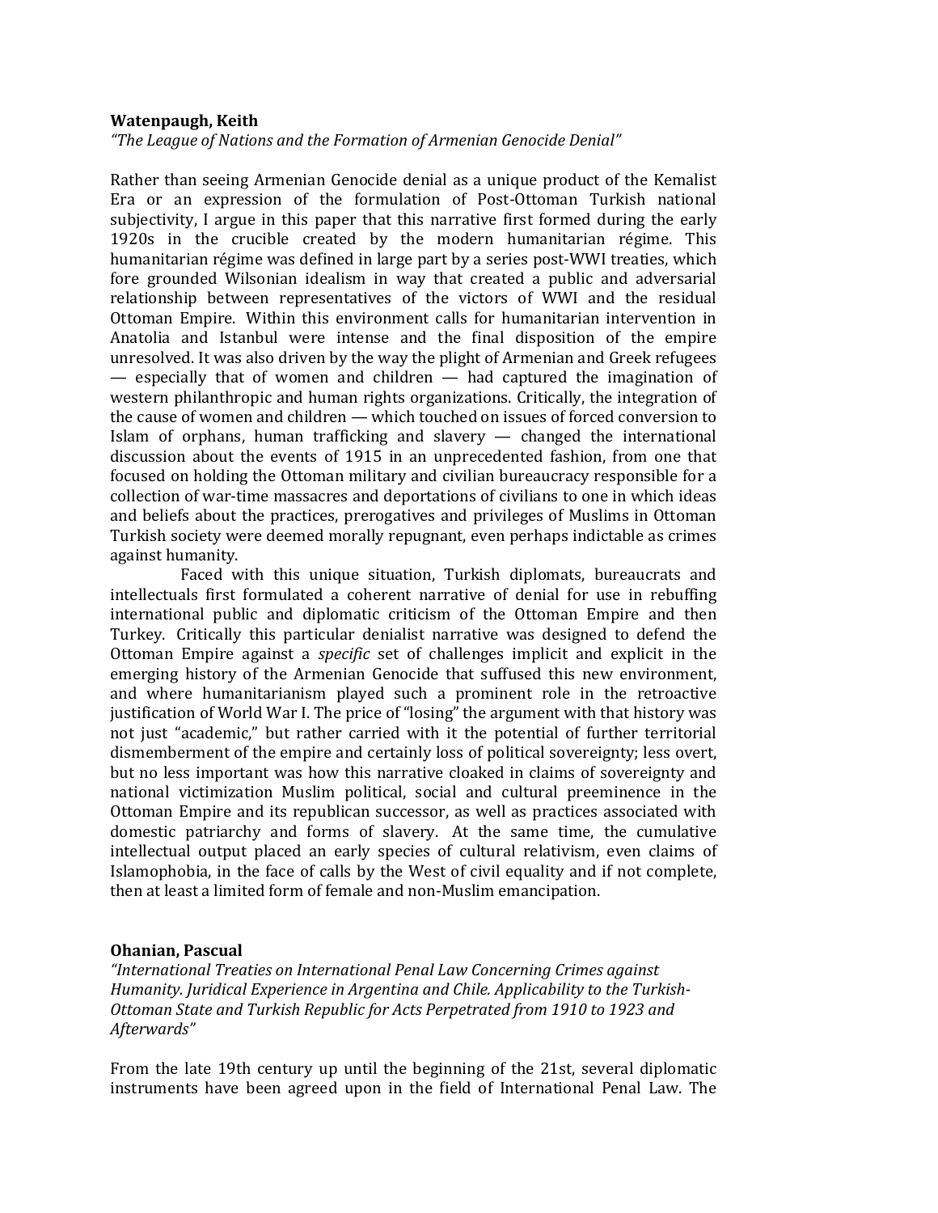**Watenpaugh, Keith**

*"The League of Nations and the Formation of Armenian Genocide Denial"*

Rather than seeing Armenian Genocide denial as a unique product of the Kemalist Era or an expression of the formulation of Post-Ottoman Turkish national subjectivity, I argue in this paper that this narrative first formed during the early 1920s in the crucible created by the modern humanitarian régime. This humanitarian régime was defined in large part by a series post-WWI treaties, which fore grounded Wilsonian idealism in way that created a public and adversarial relationship between representatives of the victors of WWI and the residual Ottoman Empire. Within this environment calls for humanitarian intervention in Anatolia and Istanbul were intense and the final disposition of the empire unresolved. It was also driven by the way the plight of Armenian and Greek refugees — especially that of women and children — had captured the imagination of western philanthropic and human rights organizations. Critically, the integration of the cause of women and children — which touched on issues of forced conversion to Islam of orphans, human trafficking and slavery — changed the international discussion about the events of 1915 in an unprecedented fashion, from one that focused on holding the Ottoman military and civilian bureaucracy responsible for a collection of war-time massacres and deportations of civilians to one in which ideas and beliefs about the practices, prerogatives and privileges of Muslims in Ottoman Turkish society were deemed morally repugnant, even perhaps indictable as crimes against humanity.

Faced with this unique situation, Turkish diplomats, bureaucrats and intellectuals first formulated a coherent narrative of denial for use in rebuffing international public and diplomatic criticism of the Ottoman Empire and then Turkey. Critically this particular denialist narrative was designed to defend the Ottoman Empire against a *specific* set of challenges implicit and explicit in the emerging history of the Armenian Genocide that suffused this new environment, and where humanitarianism played such a prominent role in the retroactive justification of World War I. The price of "losing" the argument with that history was not just "academic," but rather carried with it the potential of further territorial dismemberment of the empire and certainly loss of political sovereignty; less overt, but no less important was how this narrative cloaked in claims of sovereignty and national victimization Muslim political, social and cultural preeminence in the Ottoman Empire and its republican successor, as well as practices associated with domestic patriarchy and forms of slavery. At the same time, the cumulative intellectual output placed an early species of cultural relativism, even claims of Islamophobia, in the face of calls by the West of civil equality and if not complete, then at least a limited form of female and non-Muslim emancipation.

**Ohanian, Pascual**

*"International Treaties on International Penal Law Concerning Crimes against Humanity. Juridical Experience in Argentina and Chile. Applicability to the Turkish-Ottoman State and Turkish Republic for Acts Perpetrated from 1910 to 1923 and Afterwards"*

From the late 19th century up until the beginning of the 21st, several diplomatic instruments have been agreed upon in the field of International Penal Law. The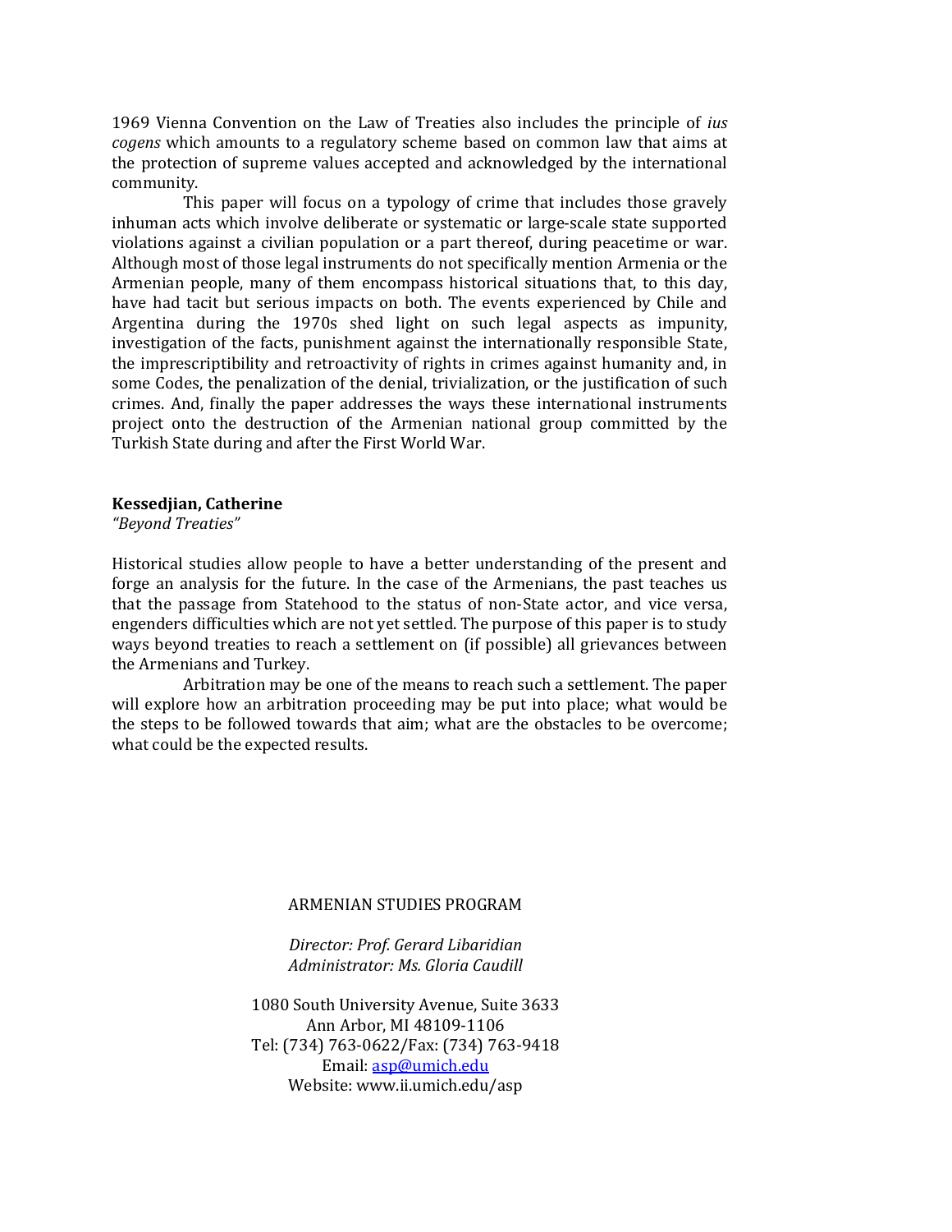1969 Vienna Convention on the Law of Treaties also includes the principle of *ius cogens* which amounts to a regulatory scheme based on common law that aims at the protection of supreme values accepted and acknowledged by the international community.

This paper will focus on a typology of crime that includes those gravely inhuman acts which involve deliberate or systematic or large-scale state supported violations against a civilian population or a part thereof, during peacetime or war. Although most of those legal instruments do not specifically mention Armenia or the Armenian people, many of them encompass historical situations that, to this day, have had tacit but serious impacts on both. The events experienced by Chile and Argentina during the 1970s shed light on such legal aspects as impunity, investigation of the facts, punishment against the internationally responsible State, the imprescriptibility and retroactivity of rights in crimes against humanity and, in some Codes, the penalization of the denial, trivialization, or the justification of such crimes. And, finally the paper addresses the ways these international instruments project onto the destruction of the Armenian national group committed by the Turkish State during and after the First World War.

**Kessedjian, Catherine**
*"Beyond Treaties"*

Historical studies allow people to have a better understanding of the present and forge an analysis for the future. In the case of the Armenians, the past teaches us that the passage from Statehood to the status of non-State actor, and vice versa, engenders difficulties which are not yet settled. The purpose of this paper is to study ways beyond treaties to reach a settlement on (if possible) all grievances between the Armenians and Turkey.

Arbitration may be one of the means to reach such a settlement. The paper will explore how an arbitration proceeding may be put into place; what would be the steps to be followed towards that aim; what are the obstacles to be overcome; what could be the expected results.

ARMENIAN STUDIES PROGRAM

*Director: Prof. Gerard Libaridian*
*Administrator: Ms. Gloria Caudill*

1080 South University Avenue, Suite 3633
Ann Arbor, MI 48109-1106
Tel: (734) 763-0622/Fax: (734) 763-9418
Email: asp@umich.edu
Website: www.ii.umich.edu/asp